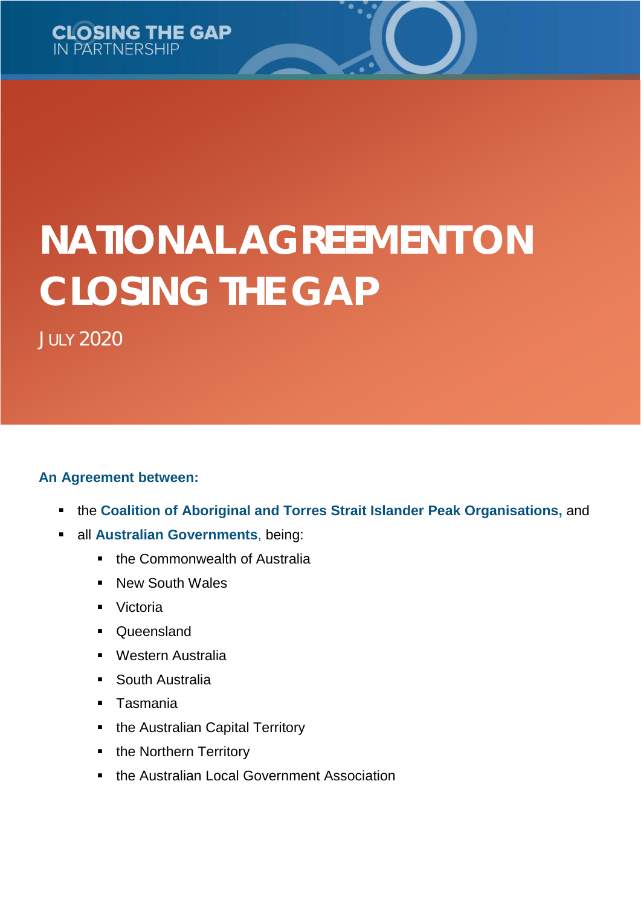CLOSING THE GAP
IN PARTNERSHIP

# NATIONAL AGREEMENT ON CLOSING THE GAP

JULY 2020

**An Agreement between:**

- the **Coalition of Aboriginal and Torres Strait Islander Peak Organisations,** and
- all **Australian Governments**, being:
  - the Commonwealth of Australia
  - New South Wales
  - Victoria
  - Queensland
  - Western Australia
  - South Australia
  - Tasmania
  - the Australian Capital Territory
  - the Northern Territory
  - the Australian Local Government Association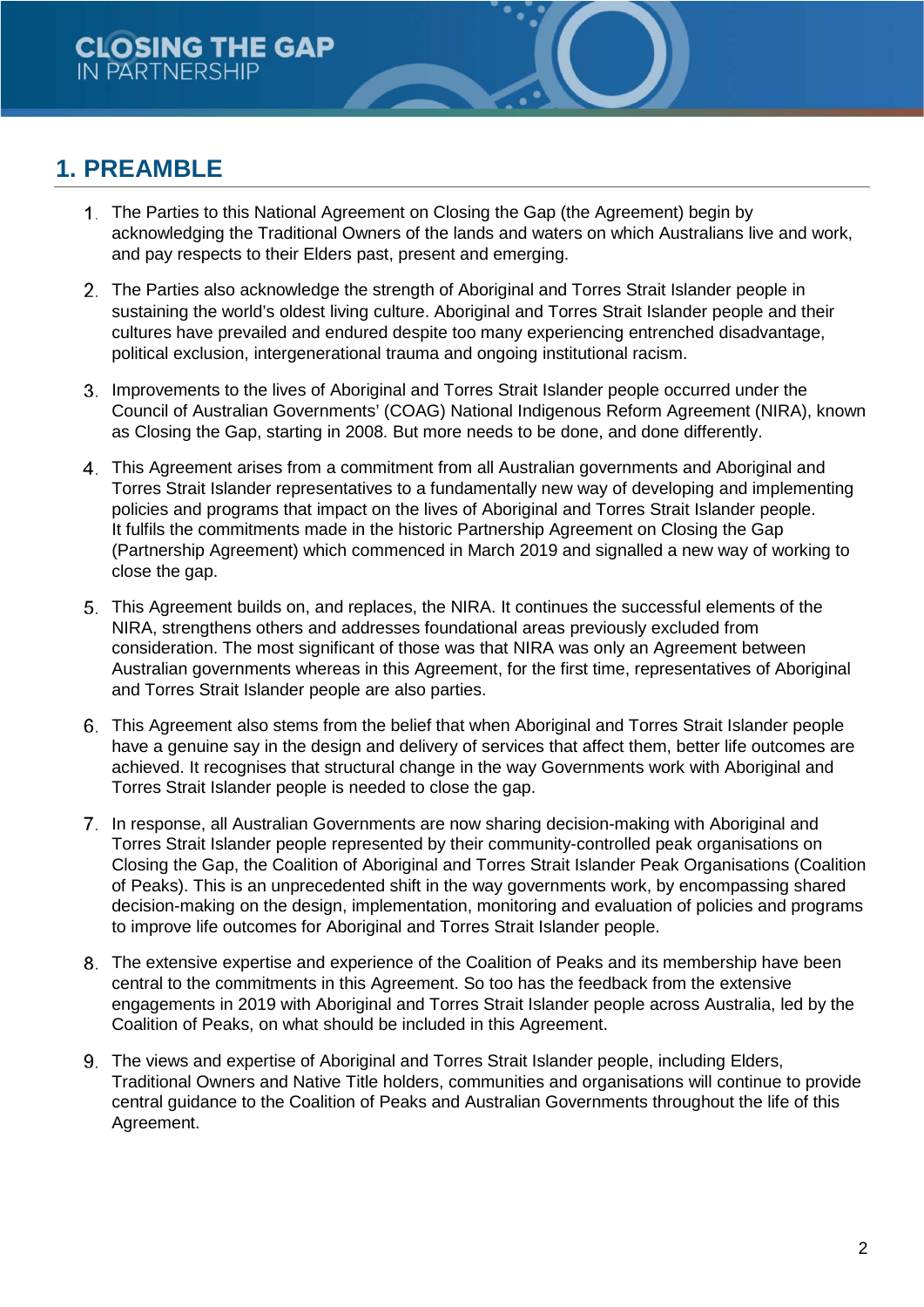# 1. PREAMBLE

1. The Parties to this National Agreement on Closing the Gap (the Agreement) begin by acknowledging the Traditional Owners of the lands and waters on which Australians live and work, and pay respects to their Elders past, present and emerging.

2. The Parties also acknowledge the strength of Aboriginal and Torres Strait Islander people in sustaining the world's oldest living culture. Aboriginal and Torres Strait Islander people and their cultures have prevailed and endured despite too many experiencing entrenched disadvantage, political exclusion, intergenerational trauma and ongoing institutional racism.

3. Improvements to the lives of Aboriginal and Torres Strait Islander people occurred under the Council of Australian Governments' (COAG) National Indigenous Reform Agreement (NIRA), known as Closing the Gap, starting in 2008. But more needs to be done, and done differently.

4. This Agreement arises from a commitment from all Australian governments and Aboriginal and Torres Strait Islander representatives to a fundamentally new way of developing and implementing policies and programs that impact on the lives of Aboriginal and Torres Strait Islander people. It fulfils the commitments made in the historic Partnership Agreement on Closing the Gap (Partnership Agreement) which commenced in March 2019 and signalled a new way of working to close the gap.

5. This Agreement builds on, and replaces, the NIRA. It continues the successful elements of the NIRA, strengthens others and addresses foundational areas previously excluded from consideration. The most significant of those was that NIRA was only an Agreement between Australian governments whereas in this Agreement, for the first time, representatives of Aboriginal and Torres Strait Islander people are also parties.

6. This Agreement also stems from the belief that when Aboriginal and Torres Strait Islander people have a genuine say in the design and delivery of services that affect them, better life outcomes are achieved. It recognises that structural change in the way Governments work with Aboriginal and Torres Strait Islander people is needed to close the gap.

7. In response, all Australian Governments are now sharing decision-making with Aboriginal and Torres Strait Islander people represented by their community-controlled peak organisations on Closing the Gap, the Coalition of Aboriginal and Torres Strait Islander Peak Organisations (Coalition of Peaks). This is an unprecedented shift in the way governments work, by encompassing shared decision-making on the design, implementation, monitoring and evaluation of policies and programs to improve life outcomes for Aboriginal and Torres Strait Islander people.

8. The extensive expertise and experience of the Coalition of Peaks and its membership have been central to the commitments in this Agreement. So too has the feedback from the extensive engagements in 2019 with Aboriginal and Torres Strait Islander people across Australia, led by the Coalition of Peaks, on what should be included in this Agreement.

9. The views and expertise of Aboriginal and Torres Strait Islander people, including Elders, Traditional Owners and Native Title holders, communities and organisations will continue to provide central guidance to the Coalition of Peaks and Australian Governments throughout the life of this Agreement.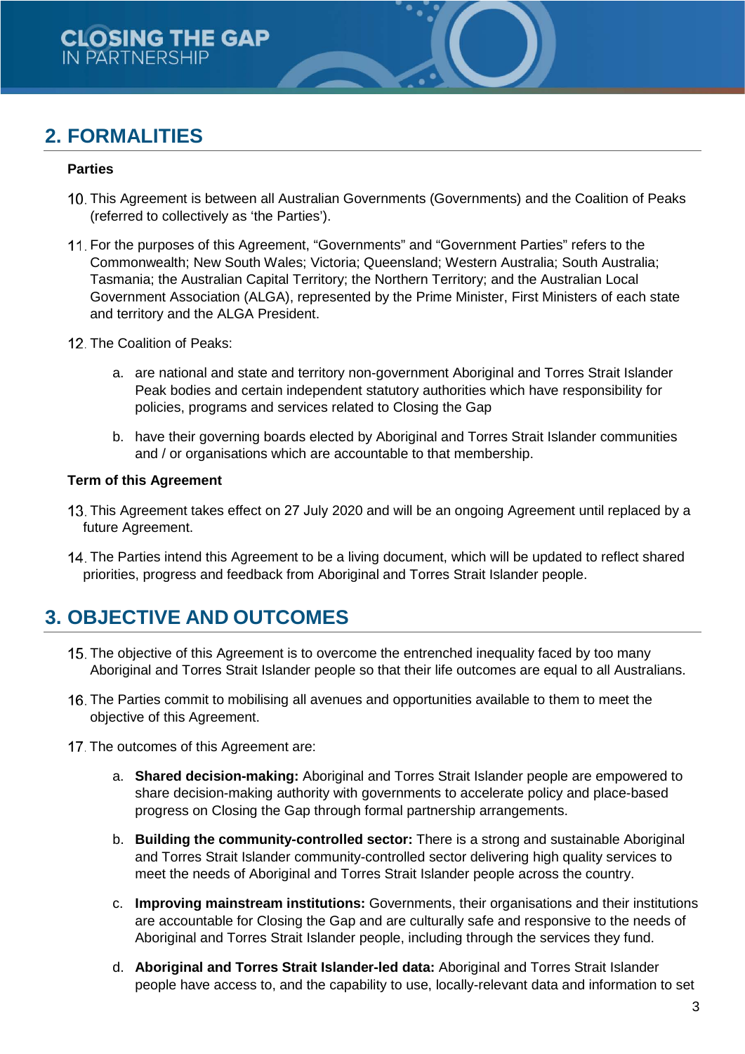## 2. FORMALITIES

**Parties**

10. This Agreement is between all Australian Governments (Governments) and the Coalition of Peaks (referred to collectively as 'the Parties').

11. For the purposes of this Agreement, "Governments" and "Government Parties" refers to the Commonwealth; New South Wales; Victoria; Queensland; Western Australia; South Australia; Tasmania; the Australian Capital Territory; the Northern Territory; and the Australian Local Government Association (ALGA), represented by the Prime Minister, First Ministers of each state and territory and the ALGA President.

12. The Coalition of Peaks:

    a. are national and state and territory non-government Aboriginal and Torres Strait Islander Peak bodies and certain independent statutory authorities which have responsibility for policies, programs and services related to Closing the Gap

    b. have their governing boards elected by Aboriginal and Torres Strait Islander communities and / or organisations which are accountable to that membership.

**Term of this Agreement**

13. This Agreement takes effect on 27 July 2020 and will be an ongoing Agreement until replaced by a future Agreement.

14. The Parties intend this Agreement to be a living document, which will be updated to reflect shared priorities, progress and feedback from Aboriginal and Torres Strait Islander people.

## 3. OBJECTIVE AND OUTCOMES

15. The objective of this Agreement is to overcome the entrenched inequality faced by too many Aboriginal and Torres Strait Islander people so that their life outcomes are equal to all Australians.

16. The Parties commit to mobilising all avenues and opportunities available to them to meet the objective of this Agreement.

17. The outcomes of this Agreement are:

    a. **Shared decision-making:** Aboriginal and Torres Strait Islander people are empowered to share decision-making authority with governments to accelerate policy and place-based progress on Closing the Gap through formal partnership arrangements.

    b. **Building the community-controlled sector:** There is a strong and sustainable Aboriginal and Torres Strait Islander community-controlled sector delivering high quality services to meet the needs of Aboriginal and Torres Strait Islander people across the country.

    c. **Improving mainstream institutions:** Governments, their organisations and their institutions are accountable for Closing the Gap and are culturally safe and responsive to the needs of Aboriginal and Torres Strait Islander people, including through the services they fund.

    d. **Aboriginal and Torres Strait Islander-led data:** Aboriginal and Torres Strait Islander people have access to, and the capability to use, locally-relevant data and information to set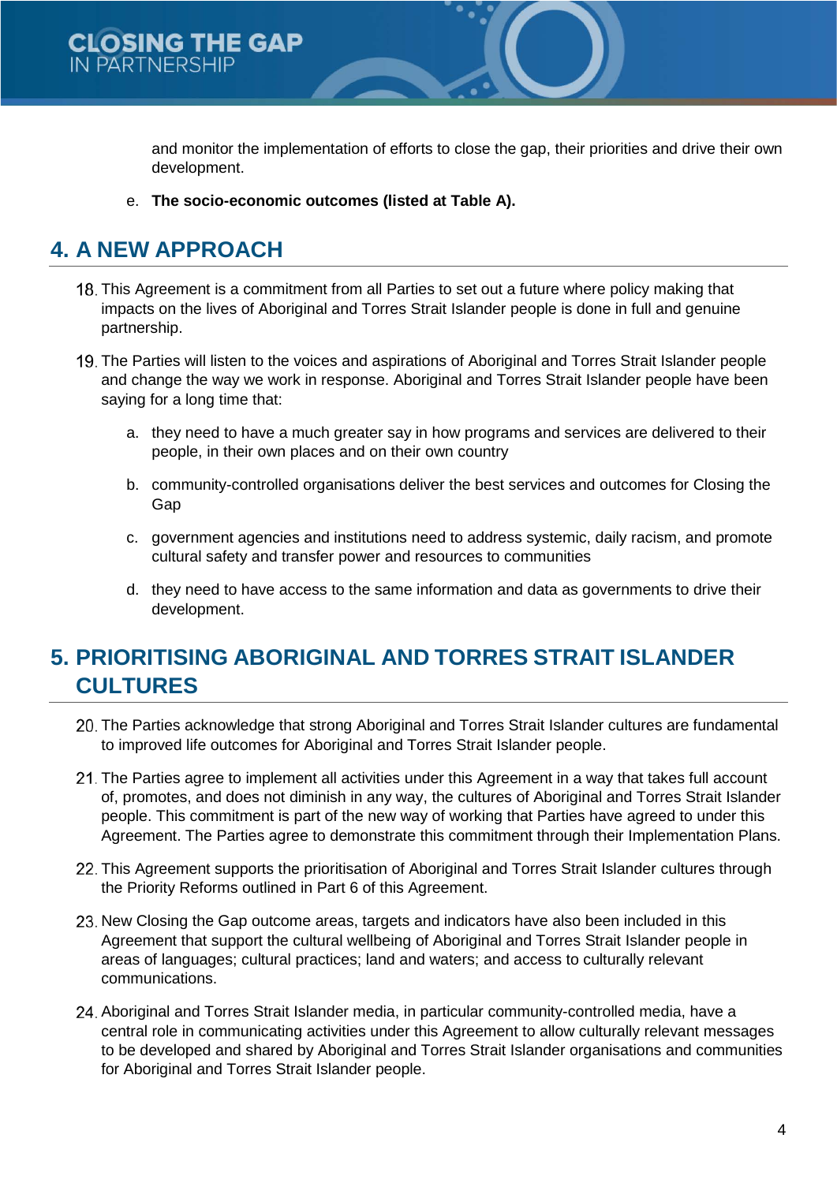and monitor the implementation of efforts to close the gap, their priorities and drive their own development.

e. **The socio-economic outcomes (listed at Table A).**

## 4. A NEW APPROACH

18. This Agreement is a commitment from all Parties to set out a future where policy making that impacts on the lives of Aboriginal and Torres Strait Islander people is done in full and genuine partnership.

19. The Parties will listen to the voices and aspirations of Aboriginal and Torres Strait Islander people and change the way we work in response. Aboriginal and Torres Strait Islander people have been saying for a long time that:

    a. they need to have a much greater say in how programs and services are delivered to their people, in their own places and on their own country

    b. community-controlled organisations deliver the best services and outcomes for Closing the Gap

    c. government agencies and institutions need to address systemic, daily racism, and promote cultural safety and transfer power and resources to communities

    d. they need to have access to the same information and data as governments to drive their development.

## 5. PRIORITISING ABORIGINAL AND TORRES STRAIT ISLANDER CULTURES

20. The Parties acknowledge that strong Aboriginal and Torres Strait Islander cultures are fundamental to improved life outcomes for Aboriginal and Torres Strait Islander people.

21. The Parties agree to implement all activities under this Agreement in a way that takes full account of, promotes, and does not diminish in any way, the cultures of Aboriginal and Torres Strait Islander people. This commitment is part of the new way of working that Parties have agreed to under this Agreement. The Parties agree to demonstrate this commitment through their Implementation Plans.

22. This Agreement supports the prioritisation of Aboriginal and Torres Strait Islander cultures through the Priority Reforms outlined in Part 6 of this Agreement.

23. New Closing the Gap outcome areas, targets and indicators have also been included in this Agreement that support the cultural wellbeing of Aboriginal and Torres Strait Islander people in areas of languages; cultural practices; land and waters; and access to culturally relevant communications.

24. Aboriginal and Torres Strait Islander media, in particular community-controlled media, have a central role in communicating activities under this Agreement to allow culturally relevant messages to be developed and shared by Aboriginal and Torres Strait Islander organisations and communities for Aboriginal and Torres Strait Islander people.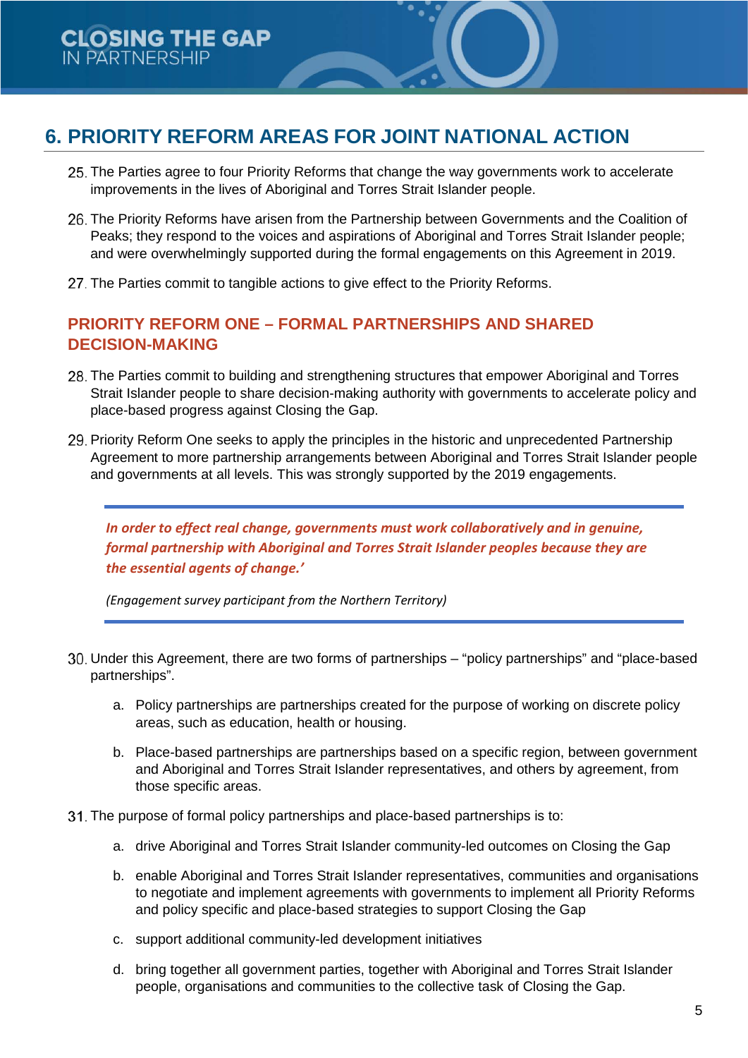## 6. PRIORITY REFORM AREAS FOR JOINT NATIONAL ACTION

25. The Parties agree to four Priority Reforms that change the way governments work to accelerate improvements in the lives of Aboriginal and Torres Strait Islander people.

26. The Priority Reforms have arisen from the Partnership between Governments and the Coalition of Peaks; they respond to the voices and aspirations of Aboriginal and Torres Strait Islander people; and were overwhelmingly supported during the formal engagements on this Agreement in 2019.

27. The Parties commit to tangible actions to give effect to the Priority Reforms.

### PRIORITY REFORM ONE – FORMAL PARTNERSHIPS AND SHARED DECISION-MAKING

28. The Parties commit to building and strengthening structures that empower Aboriginal and Torres Strait Islander people to share decision-making authority with governments to accelerate policy and place-based progress against Closing the Gap.

29. Priority Reform One seeks to apply the principles in the historic and unprecedented Partnership Agreement to more partnership arrangements between Aboriginal and Torres Strait Islander people and governments at all levels. This was strongly supported by the 2019 engagements.

> ***In order to effect real change, governments must work collaboratively and in genuine, formal partnership with Aboriginal and Torres Strait Islander peoples because they are the essential agents of change.'***
>
> *(Engagement survey participant from the Northern Territory)*

30. Under this Agreement, there are two forms of partnerships – "policy partnerships" and "place-based partnerships".

    a. Policy partnerships are partnerships created for the purpose of working on discrete policy areas, such as education, health or housing.

    b. Place-based partnerships are partnerships based on a specific region, between government and Aboriginal and Torres Strait Islander representatives, and others by agreement, from those specific areas.

31. The purpose of formal policy partnerships and place-based partnerships is to:

    a. drive Aboriginal and Torres Strait Islander community-led outcomes on Closing the Gap

    b. enable Aboriginal and Torres Strait Islander representatives, communities and organisations to negotiate and implement agreements with governments to implement all Priority Reforms and policy specific and place-based strategies to support Closing the Gap

    c. support additional community-led development initiatives

    d. bring together all government parties, together with Aboriginal and Torres Strait Islander people, organisations and communities to the collective task of Closing the Gap.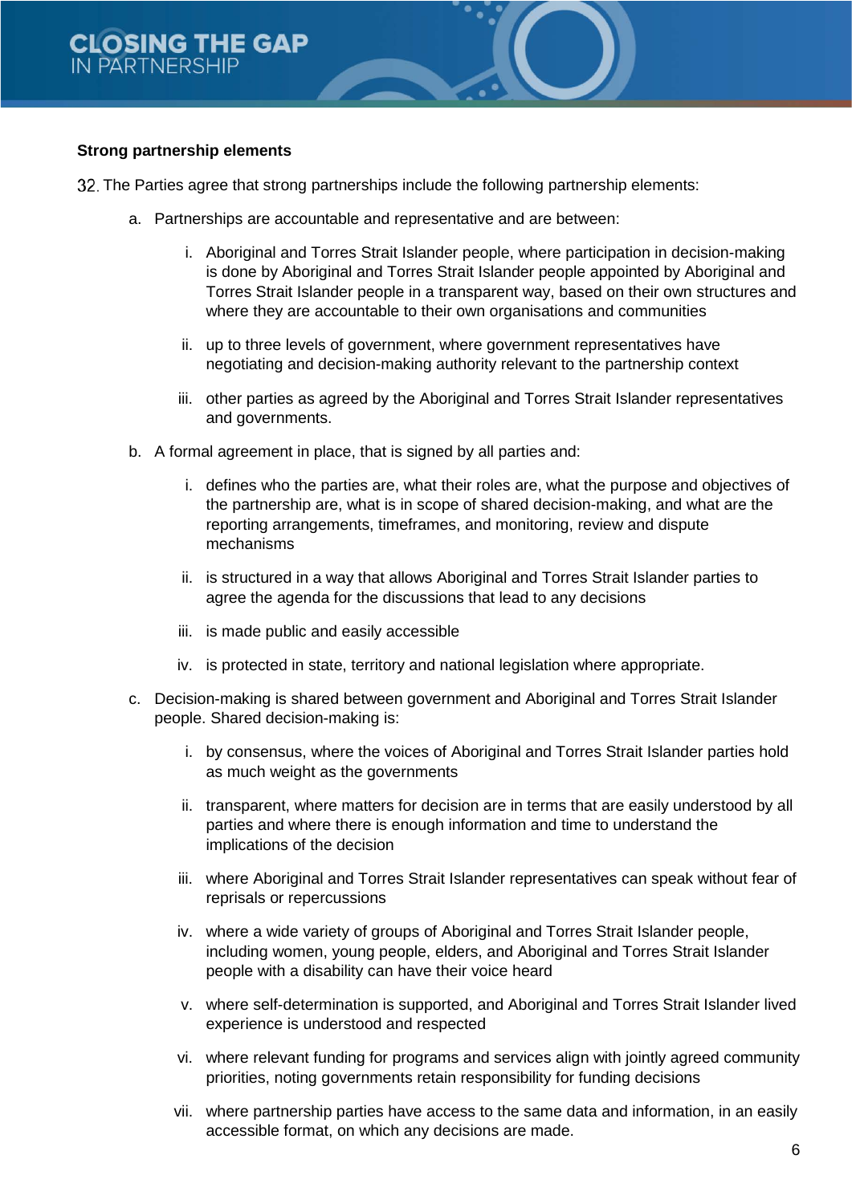**Strong partnership elements**

32. The Parties agree that strong partnerships include the following partnership elements:

    a. Partnerships are accountable and representative and are between:

        i. Aboriginal and Torres Strait Islander people, where participation in decision-making is done by Aboriginal and Torres Strait Islander people appointed by Aboriginal and Torres Strait Islander people in a transparent way, based on their own structures and where they are accountable to their own organisations and communities

        ii. up to three levels of government, where government representatives have negotiating and decision-making authority relevant to the partnership context

        iii. other parties as agreed by the Aboriginal and Torres Strait Islander representatives and governments.

    b. A formal agreement in place, that is signed by all parties and:

        i. defines who the parties are, what their roles are, what the purpose and objectives of the partnership are, what is in scope of shared decision-making, and what are the reporting arrangements, timeframes, and monitoring, review and dispute mechanisms

        ii. is structured in a way that allows Aboriginal and Torres Strait Islander parties to agree the agenda for the discussions that lead to any decisions

        iii. is made public and easily accessible

        iv. is protected in state, territory and national legislation where appropriate.

    c. Decision-making is shared between government and Aboriginal and Torres Strait Islander people. Shared decision-making is:

        i. by consensus, where the voices of Aboriginal and Torres Strait Islander parties hold as much weight as the governments

        ii. transparent, where matters for decision are in terms that are easily understood by all parties and where there is enough information and time to understand the implications of the decision

        iii. where Aboriginal and Torres Strait Islander representatives can speak without fear of reprisals or repercussions

        iv. where a wide variety of groups of Aboriginal and Torres Strait Islander people, including women, young people, elders, and Aboriginal and Torres Strait Islander people with a disability can have their voice heard

        v. where self-determination is supported, and Aboriginal and Torres Strait Islander lived experience is understood and respected

        vi. where relevant funding for programs and services align with jointly agreed community priorities, noting governments retain responsibility for funding decisions

        vii. where partnership parties have access to the same data and information, in an easily accessible format, on which any decisions are made.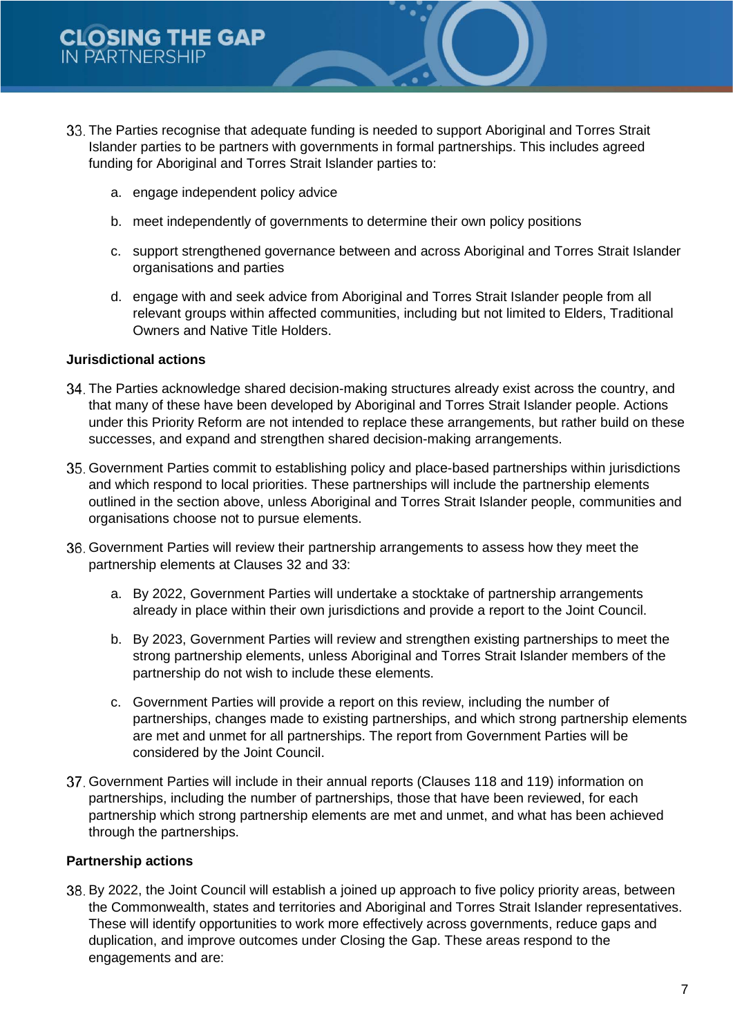33. The Parties recognise that adequate funding is needed to support Aboriginal and Torres Strait Islander parties to be partners with governments in formal partnerships. This includes agreed funding for Aboriginal and Torres Strait Islander parties to:

    a. engage independent policy advice

    b. meet independently of governments to determine their own policy positions

    c. support strengthened governance between and across Aboriginal and Torres Strait Islander organisations and parties

    d. engage with and seek advice from Aboriginal and Torres Strait Islander people from all relevant groups within affected communities, including but not limited to Elders, Traditional Owners and Native Title Holders.

**Jurisdictional actions**

34. The Parties acknowledge shared decision-making structures already exist across the country, and that many of these have been developed by Aboriginal and Torres Strait Islander people. Actions under this Priority Reform are not intended to replace these arrangements, but rather build on these successes, and expand and strengthen shared decision-making arrangements.

35. Government Parties commit to establishing policy and place-based partnerships within jurisdictions and which respond to local priorities. These partnerships will include the partnership elements outlined in the section above, unless Aboriginal and Torres Strait Islander people, communities and organisations choose not to pursue elements.

36. Government Parties will review their partnership arrangements to assess how they meet the partnership elements at Clauses 32 and 33:

    a. By 2022, Government Parties will undertake a stocktake of partnership arrangements already in place within their own jurisdictions and provide a report to the Joint Council.

    b. By 2023, Government Parties will review and strengthen existing partnerships to meet the strong partnership elements, unless Aboriginal and Torres Strait Islander members of the partnership do not wish to include these elements.

    c. Government Parties will provide a report on this review, including the number of partnerships, changes made to existing partnerships, and which strong partnership elements are met and unmet for all partnerships. The report from Government Parties will be considered by the Joint Council.

37. Government Parties will include in their annual reports (Clauses 118 and 119) information on partnerships, including the number of partnerships, those that have been reviewed, for each partnership which strong partnership elements are met and unmet, and what has been achieved through the partnerships.

**Partnership actions**

38. By 2022, the Joint Council will establish a joined up approach to five policy priority areas, between the Commonwealth, states and territories and Aboriginal and Torres Strait Islander representatives. These will identify opportunities to work more effectively across governments, reduce gaps and duplication, and improve outcomes under Closing the Gap. These areas respond to the engagements and are: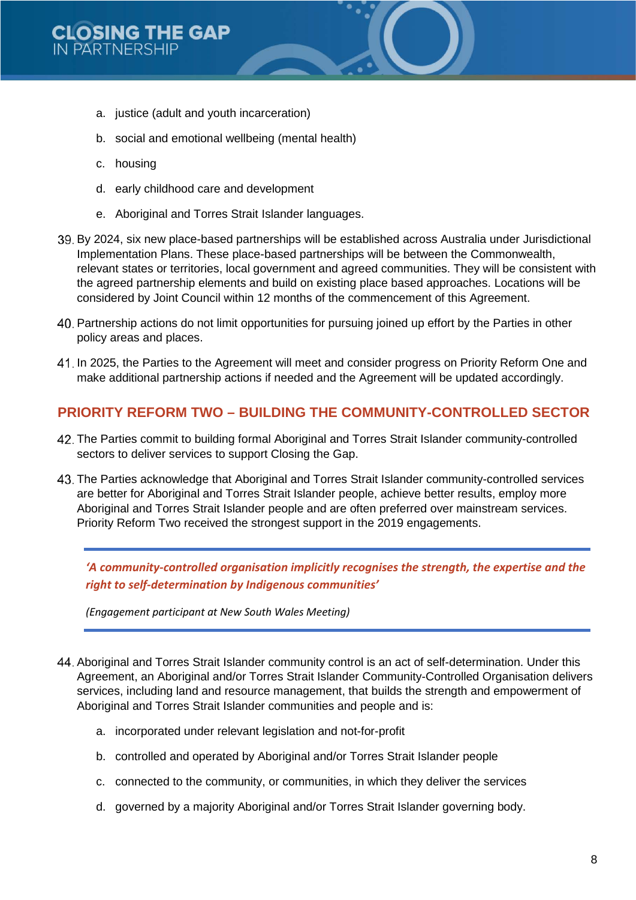a. justice (adult and youth incarceration)
   b. social and emotional wellbeing (mental health)
   c. housing
   d. early childhood care and development
   e. Aboriginal and Torres Strait Islander languages.

39. By 2024, six new place-based partnerships will be established across Australia under Jurisdictional Implementation Plans. These place-based partnerships will be between the Commonwealth, relevant states or territories, local government and agreed communities. They will be consistent with the agreed partnership elements and build on existing place based approaches. Locations will be considered by Joint Council within 12 months of the commencement of this Agreement.

40. Partnership actions do not limit opportunities for pursuing joined up effort by the Parties in other policy areas and places.

41. In 2025, the Parties to the Agreement will meet and consider progress on Priority Reform One and make additional partnership actions if needed and the Agreement will be updated accordingly.

## PRIORITY REFORM TWO – BUILDING THE COMMUNITY-CONTROLLED SECTOR

42. The Parties commit to building formal Aboriginal and Torres Strait Islander community-controlled sectors to deliver services to support Closing the Gap.

43. The Parties acknowledge that Aboriginal and Torres Strait Islander community-controlled services are better for Aboriginal and Torres Strait Islander people, achieve better results, employ more Aboriginal and Torres Strait Islander people and are often preferred over mainstream services. Priority Reform Two received the strongest support in the 2019 engagements.

> ***'A community-controlled organisation implicitly recognises the strength, the expertise and the right to self-determination by Indigenous communities'***
>
> *(Engagement participant at New South Wales Meeting)*

44. Aboriginal and Torres Strait Islander community control is an act of self-determination. Under this Agreement, an Aboriginal and/or Torres Strait Islander Community-Controlled Organisation delivers services, including land and resource management, that builds the strength and empowerment of Aboriginal and Torres Strait Islander communities and people and is:
   a. incorporated under relevant legislation and not-for-profit
   b. controlled and operated by Aboriginal and/or Torres Strait Islander people
   c. connected to the community, or communities, in which they deliver the services
   d. governed by a majority Aboriginal and/or Torres Strait Islander governing body.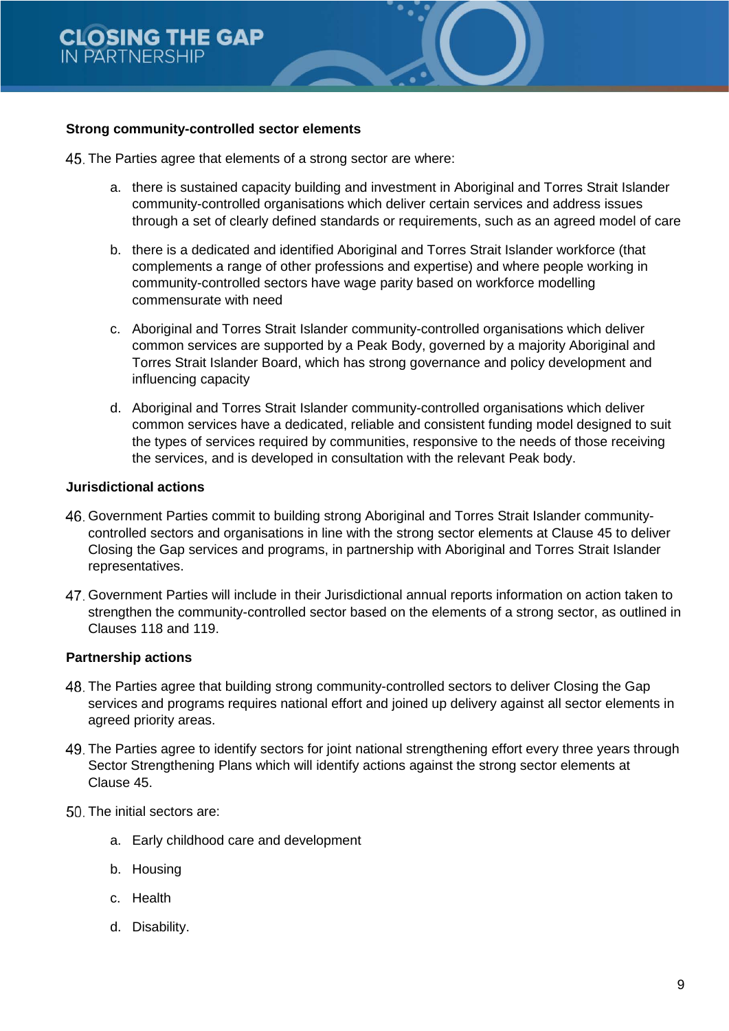**Strong community-controlled sector elements**

45. The Parties agree that elements of a strong sector are where:

    a. there is sustained capacity building and investment in Aboriginal and Torres Strait Islander community-controlled organisations which deliver certain services and address issues through a set of clearly defined standards or requirements, such as an agreed model of care

    b. there is a dedicated and identified Aboriginal and Torres Strait Islander workforce (that complements a range of other professions and expertise) and where people working in community-controlled sectors have wage parity based on workforce modelling commensurate with need

    c. Aboriginal and Torres Strait Islander community-controlled organisations which deliver common services are supported by a Peak Body, governed by a majority Aboriginal and Torres Strait Islander Board, which has strong governance and policy development and influencing capacity

    d. Aboriginal and Torres Strait Islander community-controlled organisations which deliver common services have a dedicated, reliable and consistent funding model designed to suit the types of services required by communities, responsive to the needs of those receiving the services, and is developed in consultation with the relevant Peak body.

**Jurisdictional actions**

46. Government Parties commit to building strong Aboriginal and Torres Strait Islander community-controlled sectors and organisations in line with the strong sector elements at Clause 45 to deliver Closing the Gap services and programs, in partnership with Aboriginal and Torres Strait Islander representatives.

47. Government Parties will include in their Jurisdictional annual reports information on action taken to strengthen the community-controlled sector based on the elements of a strong sector, as outlined in Clauses 118 and 119.

**Partnership actions**

48. The Parties agree that building strong community-controlled sectors to deliver Closing the Gap services and programs requires national effort and joined up delivery against all sector elements in agreed priority areas.

49. The Parties agree to identify sectors for joint national strengthening effort every three years through Sector Strengthening Plans which will identify actions against the strong sector elements at Clause 45.

50. The initial sectors are:

    a. Early childhood care and development

    b. Housing

    c. Health

    d. Disability.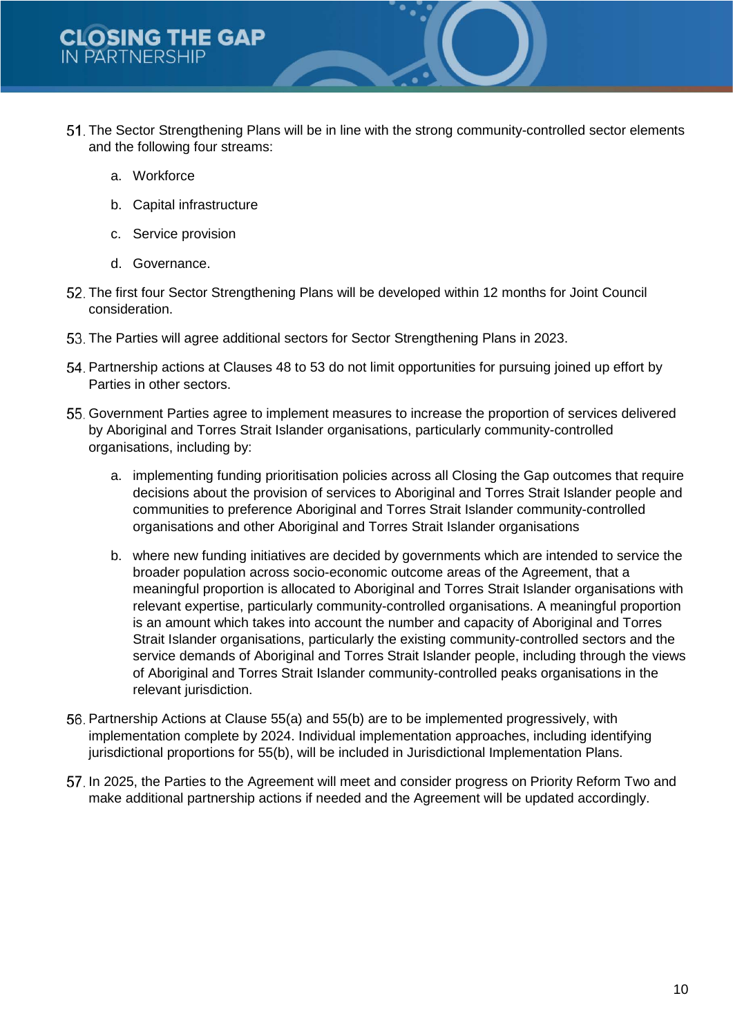51. The Sector Strengthening Plans will be in line with the strong community-controlled sector elements and the following four streams:

    a. Workforce

    b. Capital infrastructure

    c. Service provision

    d. Governance.

52. The first four Sector Strengthening Plans will be developed within 12 months for Joint Council consideration.

53. The Parties will agree additional sectors for Sector Strengthening Plans in 2023.

54. Partnership actions at Clauses 48 to 53 do not limit opportunities for pursuing joined up effort by Parties in other sectors.

55. Government Parties agree to implement measures to increase the proportion of services delivered by Aboriginal and Torres Strait Islander organisations, particularly community-controlled organisations, including by:

    a. implementing funding prioritisation policies across all Closing the Gap outcomes that require decisions about the provision of services to Aboriginal and Torres Strait Islander people and communities to preference Aboriginal and Torres Strait Islander community-controlled organisations and other Aboriginal and Torres Strait Islander organisations

    b. where new funding initiatives are decided by governments which are intended to service the broader population across socio-economic outcome areas of the Agreement, that a meaningful proportion is allocated to Aboriginal and Torres Strait Islander organisations with relevant expertise, particularly community-controlled organisations. A meaningful proportion is an amount which takes into account the number and capacity of Aboriginal and Torres Strait Islander organisations, particularly the existing community-controlled sectors and the service demands of Aboriginal and Torres Strait Islander people, including through the views of Aboriginal and Torres Strait Islander community-controlled peaks organisations in the relevant jurisdiction.

56. Partnership Actions at Clause 55(a) and 55(b) are to be implemented progressively, with implementation complete by 2024. Individual implementation approaches, including identifying jurisdictional proportions for 55(b), will be included in Jurisdictional Implementation Plans.

57. In 2025, the Parties to the Agreement will meet and consider progress on Priority Reform Two and make additional partnership actions if needed and the Agreement will be updated accordingly.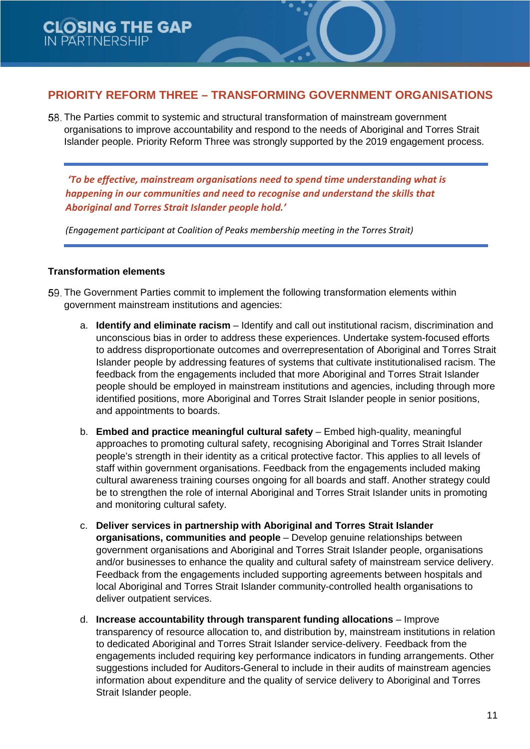## PRIORITY REFORM THREE – TRANSFORMING GOVERNMENT ORGANISATIONS

58. The Parties commit to systemic and structural transformation of mainstream government organisations to improve accountability and respond to the needs of Aboriginal and Torres Strait Islander people. Priority Reform Three was strongly supported by the 2019 engagement process.

> ***'To be effective, mainstream organisations need to spend time understanding what is happening in our communities and need to recognise and understand the skills that Aboriginal and Torres Strait Islander people hold.'***
>
> *(Engagement participant at Coalition of Peaks membership meeting in the Torres Strait)*

**Transformation elements**

59. The Government Parties commit to implement the following transformation elements within government mainstream institutions and agencies:

   a. **Identify and eliminate racism** – Identify and call out institutional racism, discrimination and unconscious bias in order to address these experiences. Undertake system-focused efforts to address disproportionate outcomes and overrepresentation of Aboriginal and Torres Strait Islander people by addressing features of systems that cultivate institutionalised racism. The feedback from the engagements included that more Aboriginal and Torres Strait Islander people should be employed in mainstream institutions and agencies, including through more identified positions, more Aboriginal and Torres Strait Islander people in senior positions, and appointments to boards.

   b. **Embed and practice meaningful cultural safety** – Embed high-quality, meaningful approaches to promoting cultural safety, recognising Aboriginal and Torres Strait Islander people's strength in their identity as a critical protective factor. This applies to all levels of staff within government organisations. Feedback from the engagements included making cultural awareness training courses ongoing for all boards and staff. Another strategy could be to strengthen the role of internal Aboriginal and Torres Strait Islander units in promoting and monitoring cultural safety.

   c. **Deliver services in partnership with Aboriginal and Torres Strait Islander organisations, communities and people** – Develop genuine relationships between government organisations and Aboriginal and Torres Strait Islander people, organisations and/or businesses to enhance the quality and cultural safety of mainstream service delivery. Feedback from the engagements included supporting agreements between hospitals and local Aboriginal and Torres Strait Islander community-controlled health organisations to deliver outpatient services.

   d. **Increase accountability through transparent funding allocations** – Improve transparency of resource allocation to, and distribution by, mainstream institutions in relation to dedicated Aboriginal and Torres Strait Islander service-delivery. Feedback from the engagements included requiring key performance indicators in funding arrangements. Other suggestions included for Auditors-General to include in their audits of mainstream agencies information about expenditure and the quality of service delivery to Aboriginal and Torres Strait Islander people.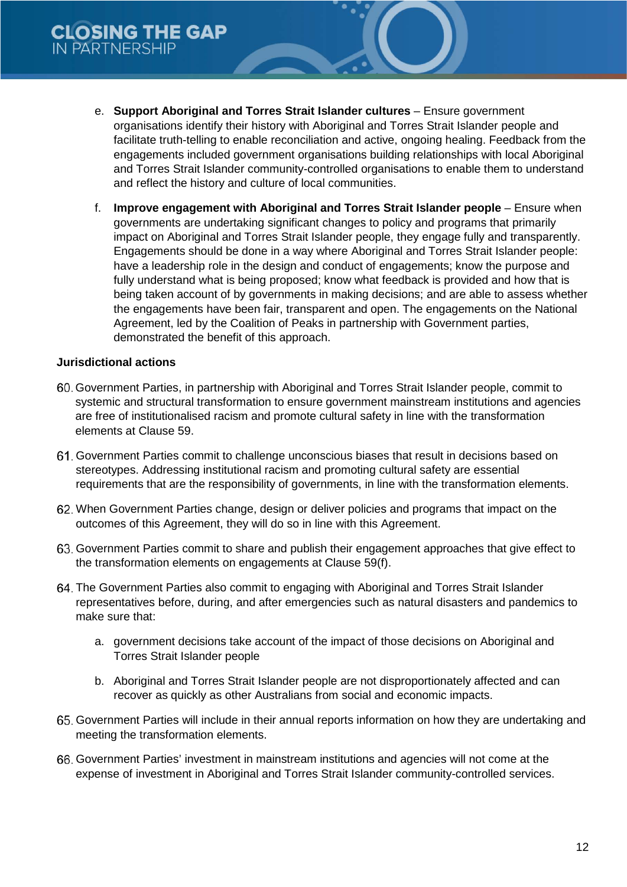e. **Support Aboriginal and Torres Strait Islander cultures** – Ensure government organisations identify their history with Aboriginal and Torres Strait Islander people and facilitate truth-telling to enable reconciliation and active, ongoing healing. Feedback from the engagements included government organisations building relationships with local Aboriginal and Torres Strait Islander community-controlled organisations to enable them to understand and reflect the history and culture of local communities.

f. **Improve engagement with Aboriginal and Torres Strait Islander people** – Ensure when governments are undertaking significant changes to policy and programs that primarily impact on Aboriginal and Torres Strait Islander people, they engage fully and transparently. Engagements should be done in a way where Aboriginal and Torres Strait Islander people: have a leadership role in the design and conduct of engagements; know the purpose and fully understand what is being proposed; know what feedback is provided and how that is being taken account of by governments in making decisions; and are able to assess whether the engagements have been fair, transparent and open. The engagements on the National Agreement, led by the Coalition of Peaks in partnership with Government parties, demonstrated the benefit of this approach.

**Jurisdictional actions**

60. Government Parties, in partnership with Aboriginal and Torres Strait Islander people, commit to systemic and structural transformation to ensure government mainstream institutions and agencies are free of institutionalised racism and promote cultural safety in line with the transformation elements at Clause 59.

61. Government Parties commit to challenge unconscious biases that result in decisions based on stereotypes. Addressing institutional racism and promoting cultural safety are essential requirements that are the responsibility of governments, in line with the transformation elements.

62. When Government Parties change, design or deliver policies and programs that impact on the outcomes of this Agreement, they will do so in line with this Agreement.

63. Government Parties commit to share and publish their engagement approaches that give effect to the transformation elements on engagements at Clause 59(f).

64. The Government Parties also commit to engaging with Aboriginal and Torres Strait Islander representatives before, during, and after emergencies such as natural disasters and pandemics to make sure that:

    a. government decisions take account of the impact of those decisions on Aboriginal and Torres Strait Islander people

    b. Aboriginal and Torres Strait Islander people are not disproportionately affected and can recover as quickly as other Australians from social and economic impacts.

65. Government Parties will include in their annual reports information on how they are undertaking and meeting the transformation elements.

66. Government Parties' investment in mainstream institutions and agencies will not come at the expense of investment in Aboriginal and Torres Strait Islander community-controlled services.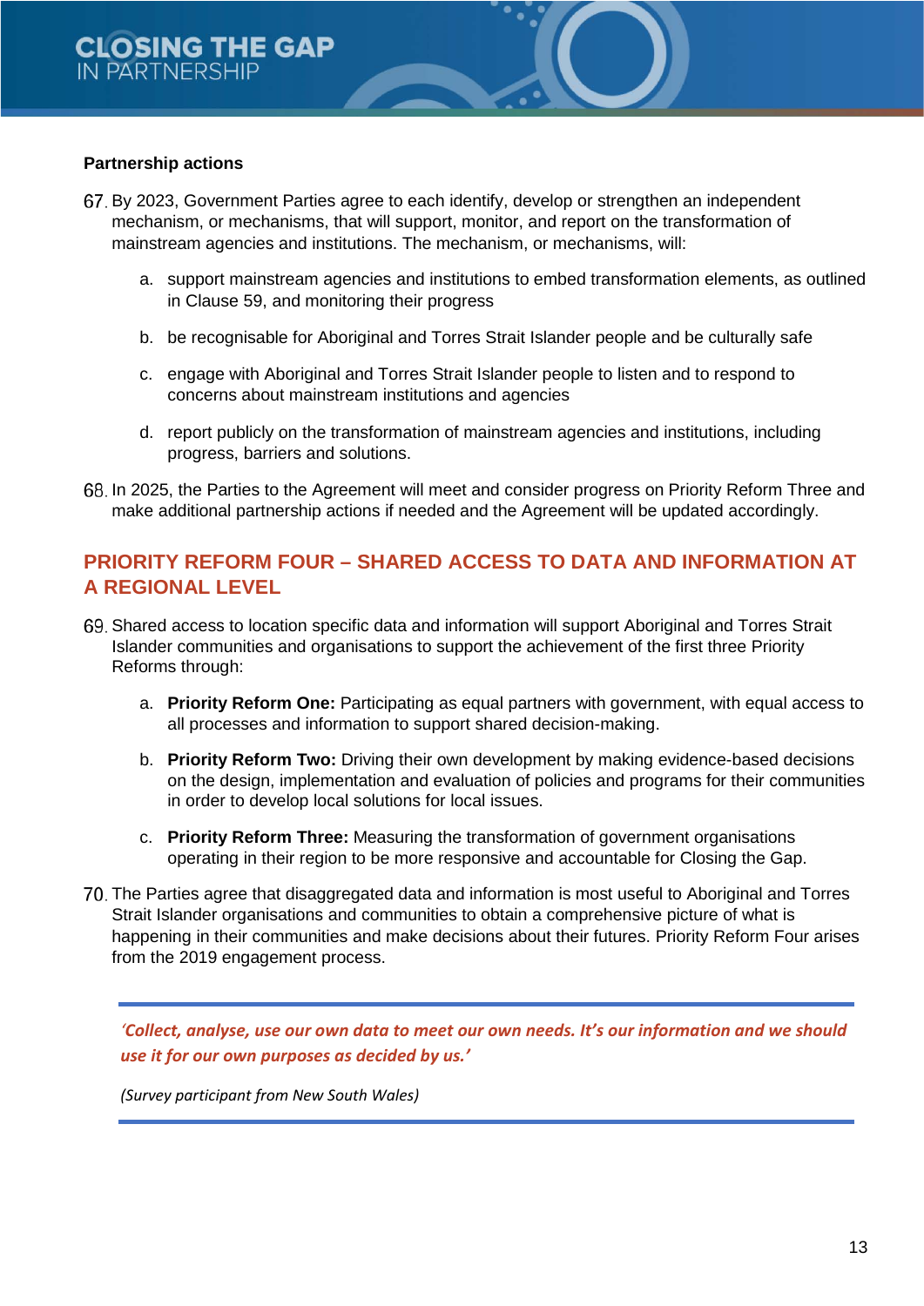**Partnership actions**

67. By 2023, Government Parties agree to each identify, develop or strengthen an independent mechanism, or mechanisms, that will support, monitor, and report on the transformation of mainstream agencies and institutions. The mechanism, or mechanisms, will:

    a. support mainstream agencies and institutions to embed transformation elements, as outlined in Clause 59, and monitoring their progress

    b. be recognisable for Aboriginal and Torres Strait Islander people and be culturally safe

    c. engage with Aboriginal and Torres Strait Islander people to listen and to respond to concerns about mainstream institutions and agencies

    d. report publicly on the transformation of mainstream agencies and institutions, including progress, barriers and solutions.

68. In 2025, the Parties to the Agreement will meet and consider progress on Priority Reform Three and make additional partnership actions if needed and the Agreement will be updated accordingly.

## PRIORITY REFORM FOUR – SHARED ACCESS TO DATA AND INFORMATION AT A REGIONAL LEVEL

69. Shared access to location specific data and information will support Aboriginal and Torres Strait Islander communities and organisations to support the achievement of the first three Priority Reforms through:

    a. **Priority Reform One:** Participating as equal partners with government, with equal access to all processes and information to support shared decision-making.

    b. **Priority Reform Two:** Driving their own development by making evidence-based decisions on the design, implementation and evaluation of policies and programs for their communities in order to develop local solutions for local issues.

    c. **Priority Reform Three:** Measuring the transformation of government organisations operating in their region to be more responsive and accountable for Closing the Gap.

70. The Parties agree that disaggregated data and information is most useful to Aboriginal and Torres Strait Islander organisations and communities to obtain a comprehensive picture of what is happening in their communities and make decisions about their futures. Priority Reform Four arises from the 2019 engagement process.

> ***'Collect, analyse, use our own data to meet our own needs. It's our information and we should use it for our own purposes as decided by us.'***
>
> *(Survey participant from New South Wales)*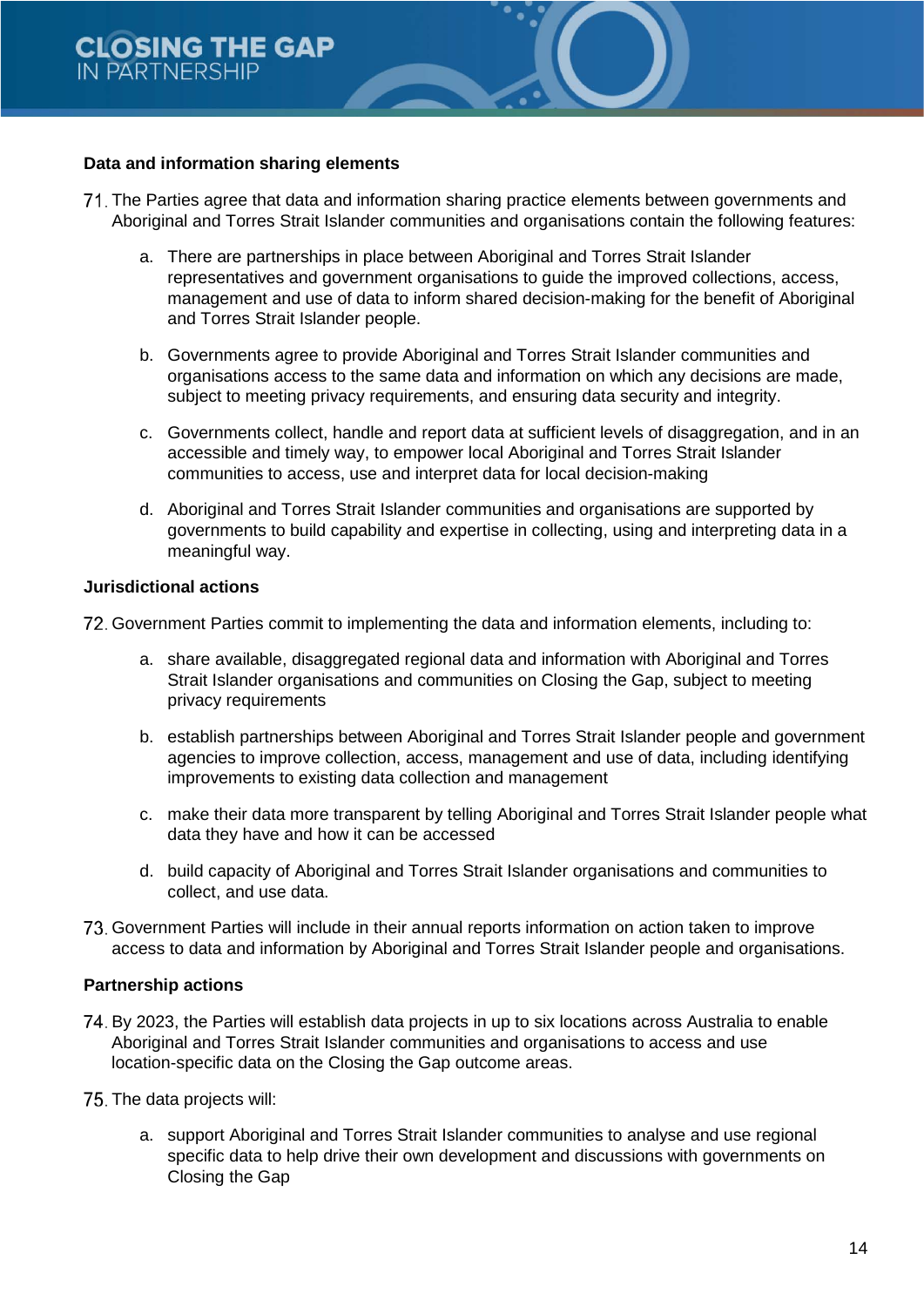### Data and information sharing elements

71. The Parties agree that data and information sharing practice elements between governments and Aboriginal and Torres Strait Islander communities and organisations contain the following features:

    a. There are partnerships in place between Aboriginal and Torres Strait Islander representatives and government organisations to guide the improved collections, access, management and use of data to inform shared decision-making for the benefit of Aboriginal and Torres Strait Islander people.

    b. Governments agree to provide Aboriginal and Torres Strait Islander communities and organisations access to the same data and information on which any decisions are made, subject to meeting privacy requirements, and ensuring data security and integrity.

    c. Governments collect, handle and report data at sufficient levels of disaggregation, and in an accessible and timely way, to empower local Aboriginal and Torres Strait Islander communities to access, use and interpret data for local decision-making

    d. Aboriginal and Torres Strait Islander communities and organisations are supported by governments to build capability and expertise in collecting, using and interpreting data in a meaningful way.

### Jurisdictional actions

72. Government Parties commit to implementing the data and information elements, including to:

    a. share available, disaggregated regional data and information with Aboriginal and Torres Strait Islander organisations and communities on Closing the Gap, subject to meeting privacy requirements

    b. establish partnerships between Aboriginal and Torres Strait Islander people and government agencies to improve collection, access, management and use of data, including identifying improvements to existing data collection and management

    c. make their data more transparent by telling Aboriginal and Torres Strait Islander people what data they have and how it can be accessed

    d. build capacity of Aboriginal and Torres Strait Islander organisations and communities to collect, and use data.

73. Government Parties will include in their annual reports information on action taken to improve access to data and information by Aboriginal and Torres Strait Islander people and organisations.

### Partnership actions

74. By 2023, the Parties will establish data projects in up to six locations across Australia to enable Aboriginal and Torres Strait Islander communities and organisations to access and use location-specific data on the Closing the Gap outcome areas.

75. The data projects will:

    a. support Aboriginal and Torres Strait Islander communities to analyse and use regional specific data to help drive their own development and discussions with governments on Closing the Gap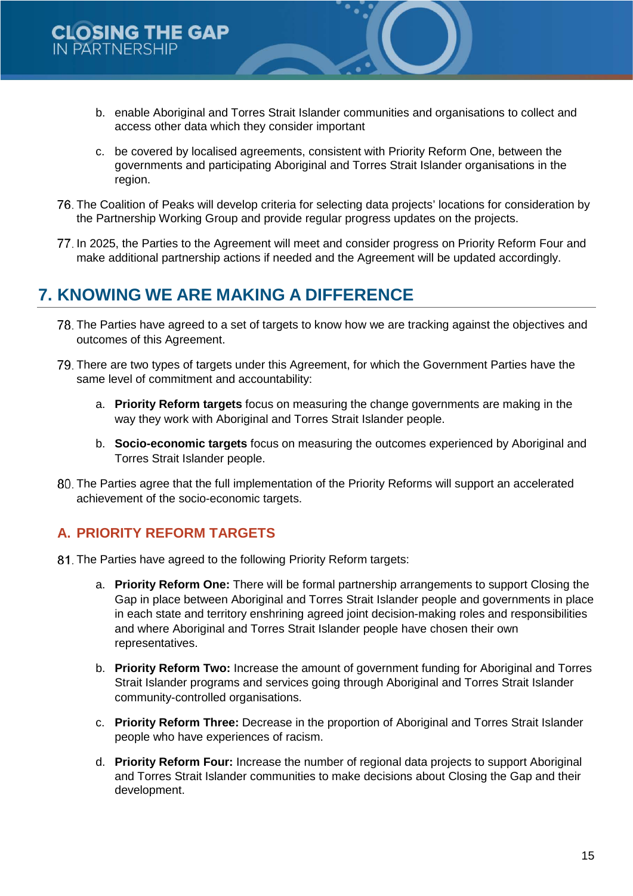b. enable Aboriginal and Torres Strait Islander communities and organisations to collect and access other data which they consider important

c. be covered by localised agreements, consistent with Priority Reform One, between the governments and participating Aboriginal and Torres Strait Islander organisations in the region.

76. The Coalition of Peaks will develop criteria for selecting data projects' locations for consideration by the Partnership Working Group and provide regular progress updates on the projects.

77. In 2025, the Parties to the Agreement will meet and consider progress on Priority Reform Four and make additional partnership actions if needed and the Agreement will be updated accordingly.

# 7. KNOWING WE ARE MAKING A DIFFERENCE

78. The Parties have agreed to a set of targets to know how we are tracking against the objectives and outcomes of this Agreement.

79. There are two types of targets under this Agreement, for which the Government Parties have the same level of commitment and accountability:

   a. **Priority Reform targets** focus on measuring the change governments are making in the way they work with Aboriginal and Torres Strait Islander people.

   b. **Socio-economic targets** focus on measuring the outcomes experienced by Aboriginal and Torres Strait Islander people.

80. The Parties agree that the full implementation of the Priority Reforms will support an accelerated achievement of the socio-economic targets.

## A. PRIORITY REFORM TARGETS

81. The Parties have agreed to the following Priority Reform targets:

   a. **Priority Reform One:** There will be formal partnership arrangements to support Closing the Gap in place between Aboriginal and Torres Strait Islander people and governments in place in each state and territory enshrining agreed joint decision-making roles and responsibilities and where Aboriginal and Torres Strait Islander people have chosen their own representatives.

   b. **Priority Reform Two:** Increase the amount of government funding for Aboriginal and Torres Strait Islander programs and services going through Aboriginal and Torres Strait Islander community-controlled organisations.

   c. **Priority Reform Three:** Decrease in the proportion of Aboriginal and Torres Strait Islander people who have experiences of racism.

   d. **Priority Reform Four:** Increase the number of regional data projects to support Aboriginal and Torres Strait Islander communities to make decisions about Closing the Gap and their development.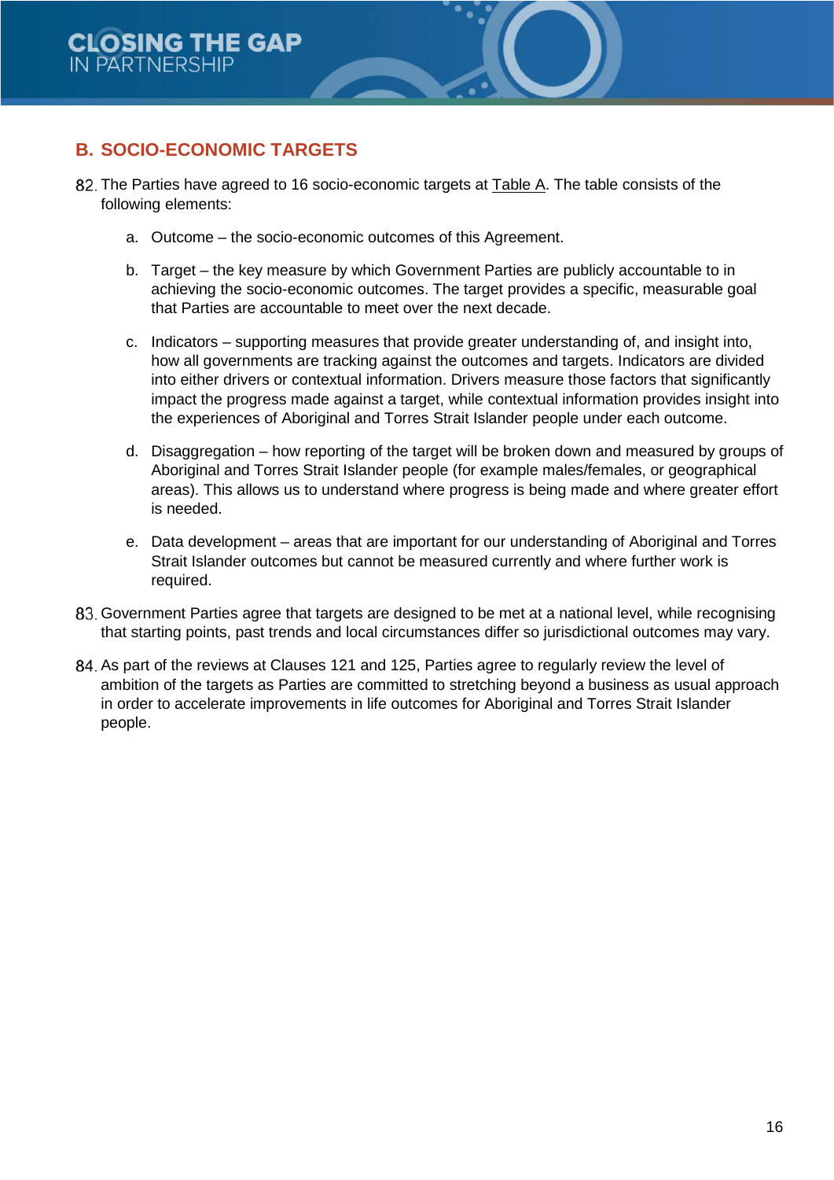## B. SOCIO-ECONOMIC TARGETS

82. The Parties have agreed to 16 socio-economic targets at Table A. The table consists of the following elements:

    a. Outcome – the socio-economic outcomes of this Agreement.

    b. Target – the key measure by which Government Parties are publicly accountable to in achieving the socio-economic outcomes. The target provides a specific, measurable goal that Parties are accountable to meet over the next decade.

    c. Indicators – supporting measures that provide greater understanding of, and insight into, how all governments are tracking against the outcomes and targets. Indicators are divided into either drivers or contextual information. Drivers measure those factors that significantly impact the progress made against a target, while contextual information provides insight into the experiences of Aboriginal and Torres Strait Islander people under each outcome.

    d. Disaggregation – how reporting of the target will be broken down and measured by groups of Aboriginal and Torres Strait Islander people (for example males/females, or geographical areas). This allows us to understand where progress is being made and where greater effort is needed.

    e. Data development – areas that are important for our understanding of Aboriginal and Torres Strait Islander outcomes but cannot be measured currently and where further work is required.

83. Government Parties agree that targets are designed to be met at a national level, while recognising that starting points, past trends and local circumstances differ so jurisdictional outcomes may vary.

84. As part of the reviews at Clauses 121 and 125, Parties agree to regularly review the level of ambition of the targets as Parties are committed to stretching beyond a business as usual approach in order to accelerate improvements in life outcomes for Aboriginal and Torres Strait Islander people.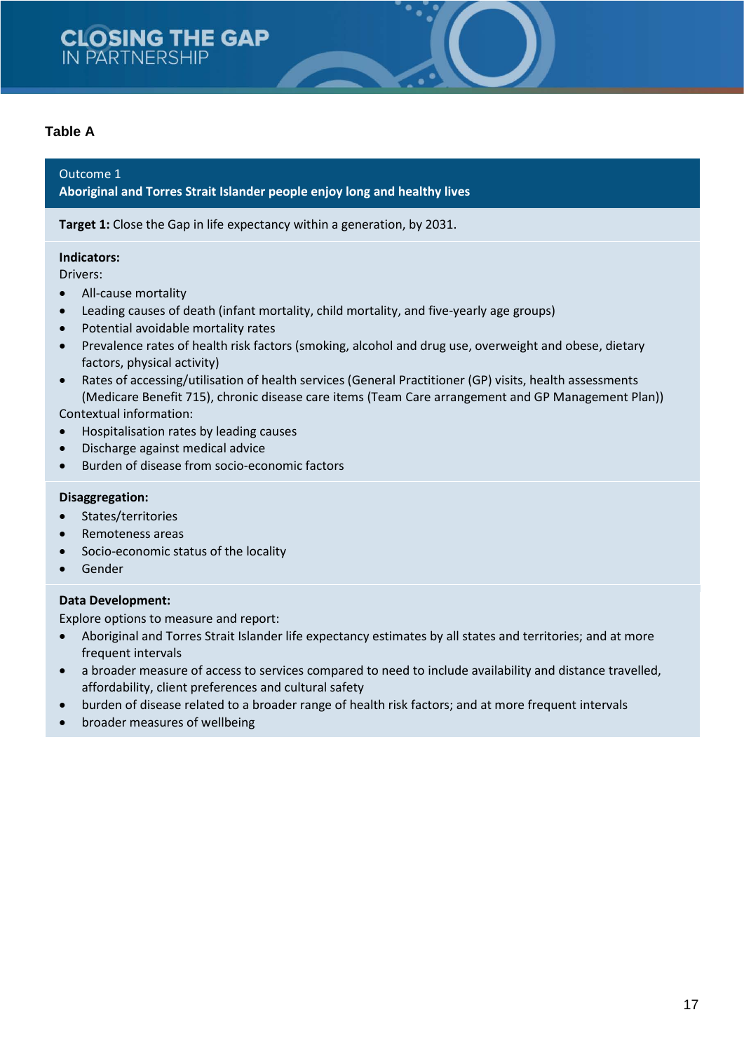### Table A

**Outcome 1**
**Aboriginal and Torres Strait Islander people enjoy long and healthy lives**

**Target 1:** Close the Gap in life expectancy within a generation, by 2031.

**Indicators:**

Drivers:

- All-cause mortality
- Leading causes of death (infant mortality, child mortality, and five-yearly age groups)
- Potential avoidable mortality rates
- Prevalence rates of health risk factors (smoking, alcohol and drug use, overweight and obese, dietary factors, physical activity)
- Rates of accessing/utilisation of health services (General Practitioner (GP) visits, health assessments (Medicare Benefit 715), chronic disease care items (Team Care arrangement and GP Management Plan))

Contextual information:

- Hospitalisation rates by leading causes
- Discharge against medical advice
- Burden of disease from socio-economic factors

**Disaggregation:**

- States/territories
- Remoteness areas
- Socio-economic status of the locality
- Gender

**Data Development:**

Explore options to measure and report:

- Aboriginal and Torres Strait Islander life expectancy estimates by all states and territories; and at more frequent intervals
- a broader measure of access to services compared to need to include availability and distance travelled, affordability, client preferences and cultural safety
- burden of disease related to a broader range of health risk factors; and at more frequent intervals
- broader measures of wellbeing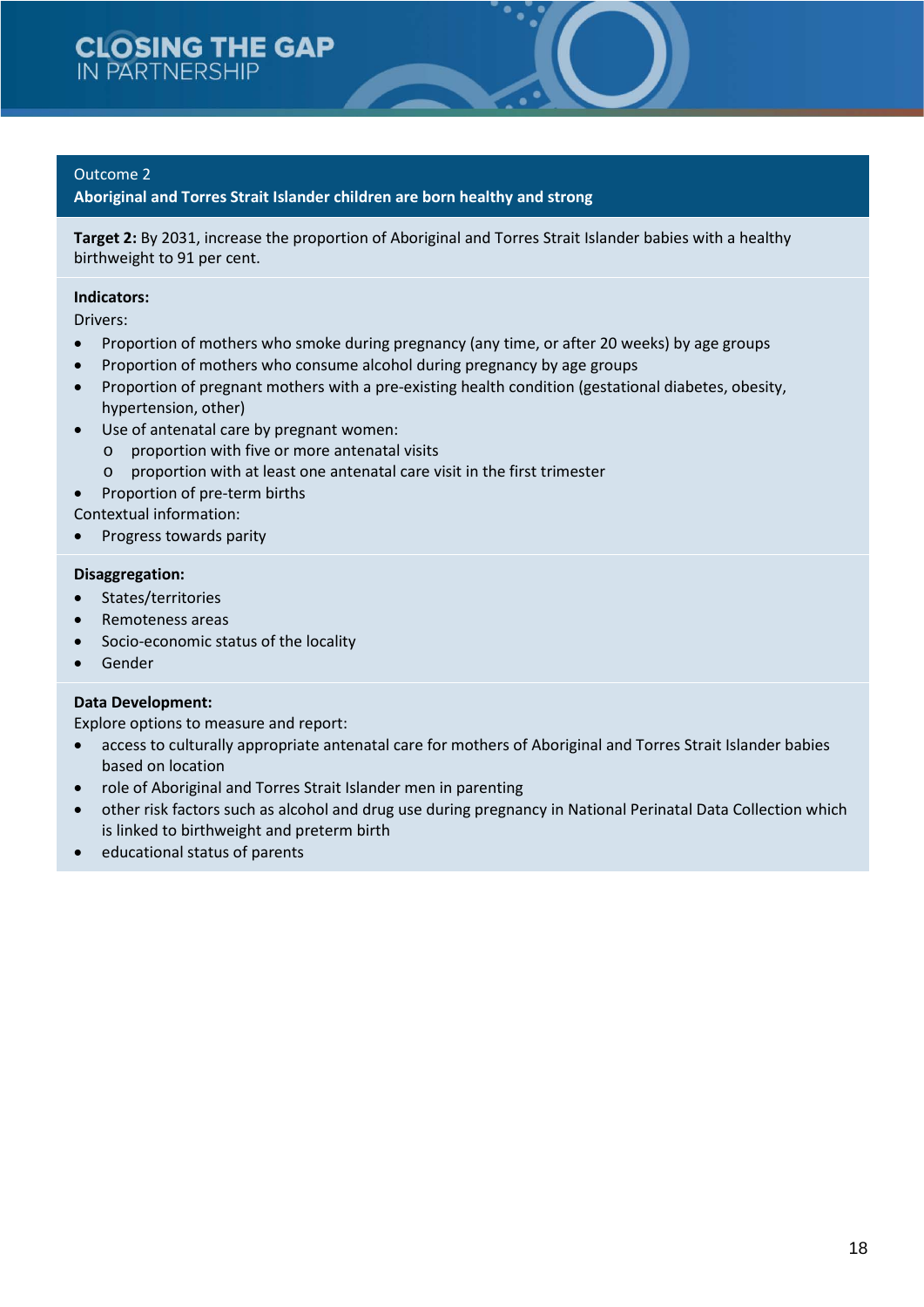## Outcome 2

**Aboriginal and Torres Strait Islander children are born healthy and strong**

**Target 2:** By 2031, increase the proportion of Aboriginal and Torres Strait Islander babies with a healthy birthweight to 91 per cent.

**Indicators:**

Drivers:

- Proportion of mothers who smoke during pregnancy (any time, or after 20 weeks) by age groups
- Proportion of mothers who consume alcohol during pregnancy by age groups
- Proportion of pregnant mothers with a pre-existing health condition (gestational diabetes, obesity, hypertension, other)
- Use of antenatal care by pregnant women:
  - proportion with five or more antenatal visits
  - proportion with at least one antenatal care visit in the first trimester
- Proportion of pre-term births

Contextual information:

- Progress towards parity

**Disaggregation:**

- States/territories
- Remoteness areas
- Socio-economic status of the locality
- Gender

**Data Development:**

Explore options to measure and report:

- access to culturally appropriate antenatal care for mothers of Aboriginal and Torres Strait Islander babies based on location
- role of Aboriginal and Torres Strait Islander men in parenting
- other risk factors such as alcohol and drug use during pregnancy in National Perinatal Data Collection which is linked to birthweight and preterm birth
- educational status of parents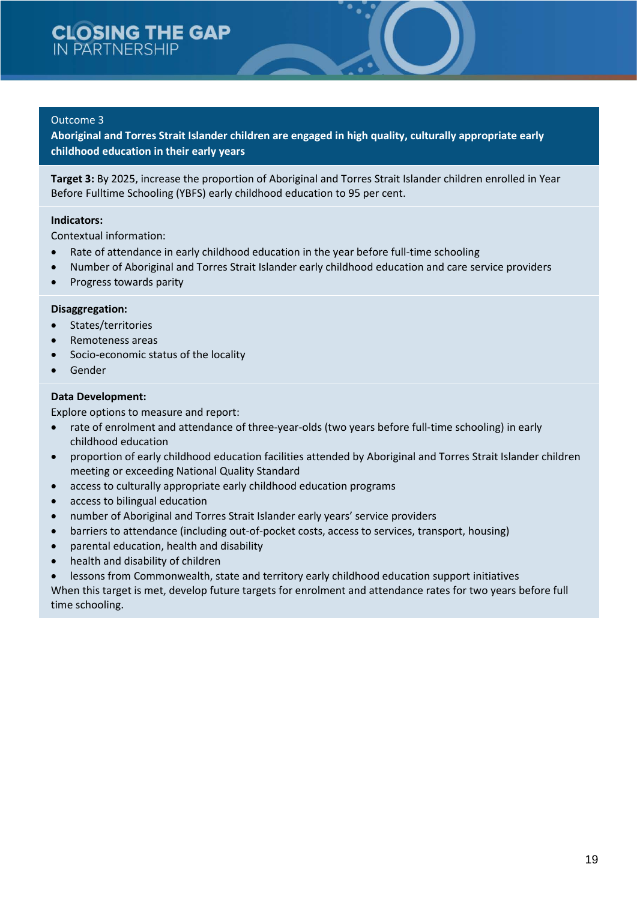## Outcome 3

**Aboriginal and Torres Strait Islander children are engaged in high quality, culturally appropriate early childhood education in their early years**

**Target 3:** By 2025, increase the proportion of Aboriginal and Torres Strait Islander children enrolled in Year Before Fulltime Schooling (YBFS) early childhood education to 95 per cent.

**Indicators:**

Contextual information:

- Rate of attendance in early childhood education in the year before full-time schooling
- Number of Aboriginal and Torres Strait Islander early childhood education and care service providers
- Progress towards parity

**Disaggregation:**

- States/territories
- Remoteness areas
- Socio-economic status of the locality
- Gender

**Data Development:**

Explore options to measure and report:

- rate of enrolment and attendance of three-year-olds (two years before full-time schooling) in early childhood education
- proportion of early childhood education facilities attended by Aboriginal and Torres Strait Islander children meeting or exceeding National Quality Standard
- access to culturally appropriate early childhood education programs
- access to bilingual education
- number of Aboriginal and Torres Strait Islander early years' service providers
- barriers to attendance (including out-of-pocket costs, access to services, transport, housing)
- parental education, health and disability
- health and disability of children
- lessons from Commonwealth, state and territory early childhood education support initiatives

When this target is met, develop future targets for enrolment and attendance rates for two years before full time schooling.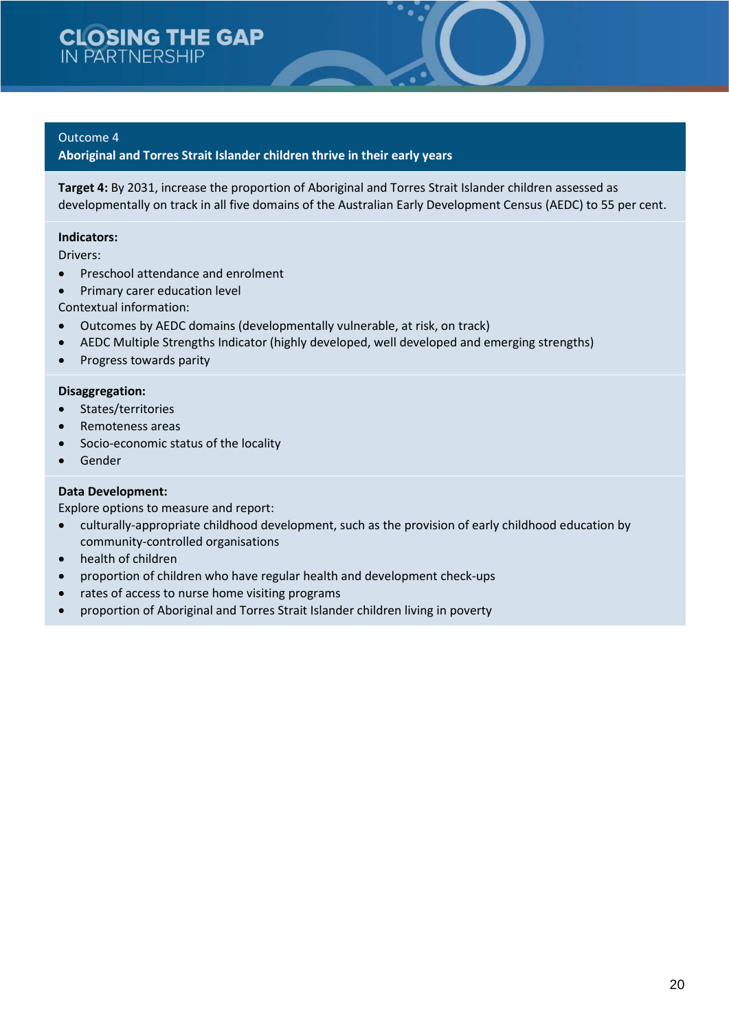## Outcome 4

### Aboriginal and Torres Strait Islander children thrive in their early years

**Target 4:** By 2031, increase the proportion of Aboriginal and Torres Strait Islander children assessed as developmentally on track in all five domains of the Australian Early Development Census (AEDC) to 55 per cent.

**Indicators:**

Drivers:

- Preschool attendance and enrolment
- Primary carer education level

Contextual information:

- Outcomes by AEDC domains (developmentally vulnerable, at risk, on track)
- AEDC Multiple Strengths Indicator (highly developed, well developed and emerging strengths)
- Progress towards parity

**Disaggregation:**

- States/territories
- Remoteness areas
- Socio-economic status of the locality
- Gender

**Data Development:**

Explore options to measure and report:

- culturally-appropriate childhood development, such as the provision of early childhood education by community-controlled organisations
- health of children
- proportion of children who have regular health and development check-ups
- rates of access to nurse home visiting programs
- proportion of Aboriginal and Torres Strait Islander children living in poverty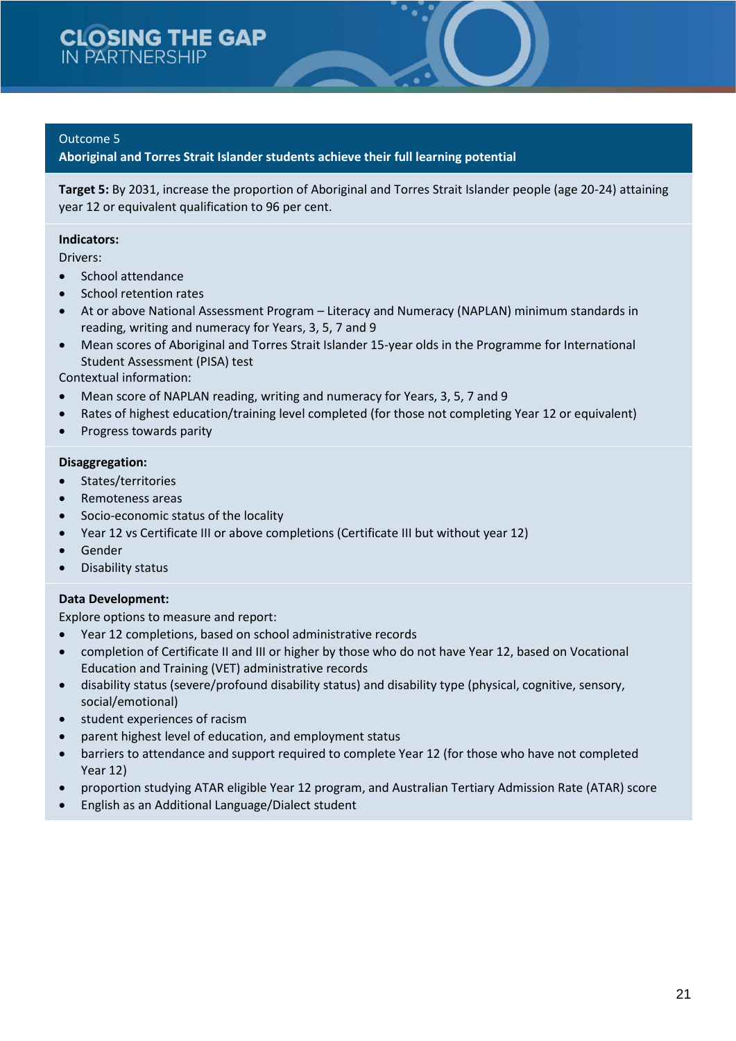## Outcome 5

**Aboriginal and Torres Strait Islander students achieve their full learning potential**

**Target 5:** By 2031, increase the proportion of Aboriginal and Torres Strait Islander people (age 20-24) attaining year 12 or equivalent qualification to 96 per cent.

**Indicators:**

Drivers:

- School attendance
- School retention rates
- At or above National Assessment Program – Literacy and Numeracy (NAPLAN) minimum standards in reading, writing and numeracy for Years, 3, 5, 7 and 9
- Mean scores of Aboriginal and Torres Strait Islander 15-year olds in the Programme for International Student Assessment (PISA) test

Contextual information:

- Mean score of NAPLAN reading, writing and numeracy for Years, 3, 5, 7 and 9
- Rates of highest education/training level completed (for those not completing Year 12 or equivalent)
- Progress towards parity

**Disaggregation:**

- States/territories
- Remoteness areas
- Socio-economic status of the locality
- Year 12 vs Certificate III or above completions (Certificate III but without year 12)
- Gender
- Disability status

**Data Development:**

Explore options to measure and report:

- Year 12 completions, based on school administrative records
- completion of Certificate II and III or higher by those who do not have Year 12, based on Vocational Education and Training (VET) administrative records
- disability status (severe/profound disability status) and disability type (physical, cognitive, sensory, social/emotional)
- student experiences of racism
- parent highest level of education, and employment status
- barriers to attendance and support required to complete Year 12 (for those who have not completed Year 12)
- proportion studying ATAR eligible Year 12 program, and Australian Tertiary Admission Rate (ATAR) score
- English as an Additional Language/Dialect student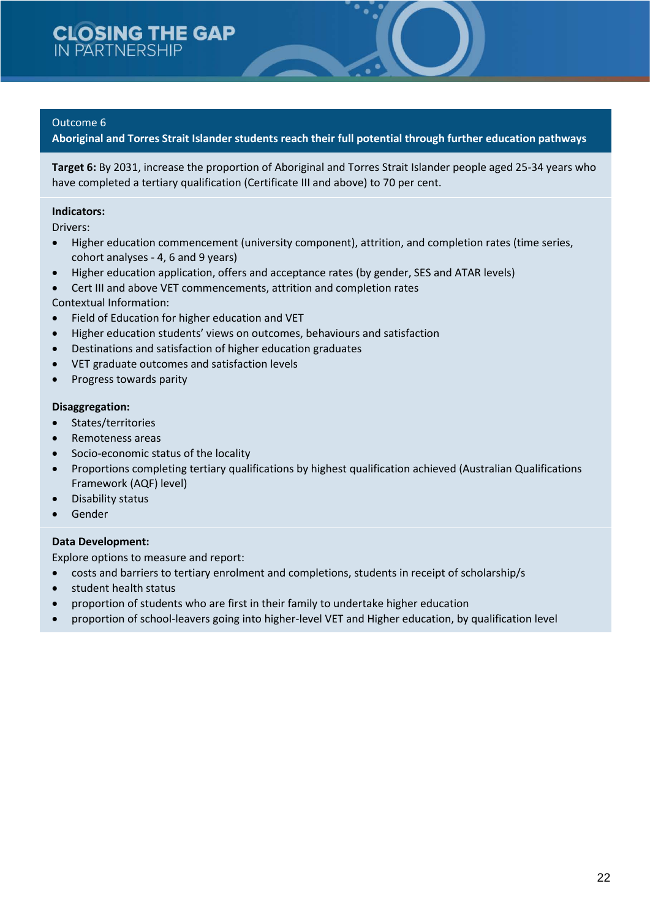## Outcome 6

**Aboriginal and Torres Strait Islander students reach their full potential through further education pathways**

**Target 6:** By 2031, increase the proportion of Aboriginal and Torres Strait Islander people aged 25-34 years who have completed a tertiary qualification (Certificate III and above) to 70 per cent.

**Indicators:**

Drivers:

- Higher education commencement (university component), attrition, and completion rates (time series, cohort analyses - 4, 6 and 9 years)
- Higher education application, offers and acceptance rates (by gender, SES and ATAR levels)
- Cert III and above VET commencements, attrition and completion rates

Contextual Information:

- Field of Education for higher education and VET
- Higher education students' views on outcomes, behaviours and satisfaction
- Destinations and satisfaction of higher education graduates
- VET graduate outcomes and satisfaction levels
- Progress towards parity

**Disaggregation:**

- States/territories
- Remoteness areas
- Socio-economic status of the locality
- Proportions completing tertiary qualifications by highest qualification achieved (Australian Qualifications Framework (AQF) level)
- Disability status
- Gender

**Data Development:**

Explore options to measure and report:

- costs and barriers to tertiary enrolment and completions, students in receipt of scholarship/s
- student health status
- proportion of students who are first in their family to undertake higher education
- proportion of school-leavers going into higher-level VET and Higher education, by qualification level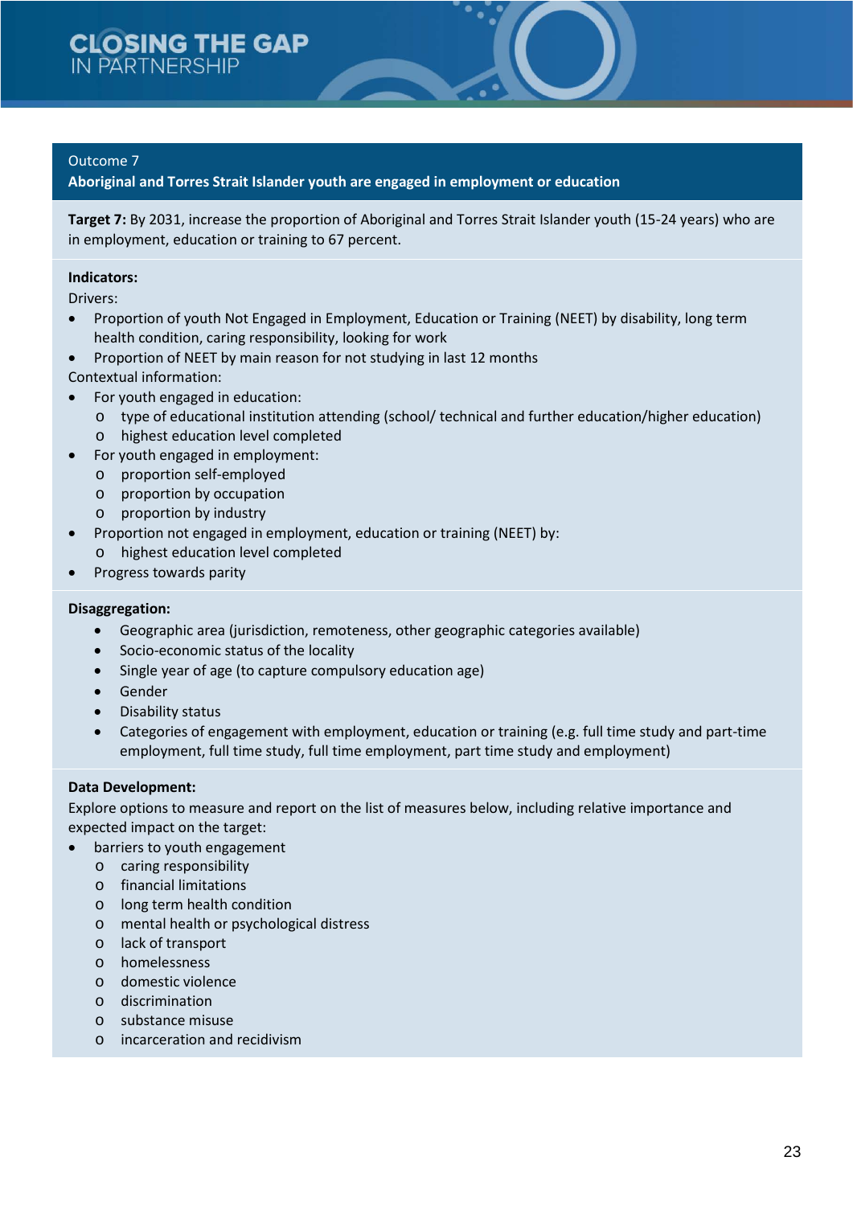## Outcome 7

**Aboriginal and Torres Strait Islander youth are engaged in employment or education**

**Target 7:** By 2031, increase the proportion of Aboriginal and Torres Strait Islander youth (15-24 years) who are in employment, education or training to 67 percent.

**Indicators:**

Drivers:

- Proportion of youth Not Engaged in Employment, Education or Training (NEET) by disability, long term health condition, caring responsibility, looking for work
- Proportion of NEET by main reason for not studying in last 12 months

Contextual information:

- For youth engaged in education:
  - type of educational institution attending (school/ technical and further education/higher education)
  - highest education level completed
- For youth engaged in employment:
  - proportion self-employed
  - proportion by occupation
  - proportion by industry
- Proportion not engaged in employment, education or training (NEET) by:
  - highest education level completed
- Progress towards parity

**Disaggregation:**

- Geographic area (jurisdiction, remoteness, other geographic categories available)
- Socio-economic status of the locality
- Single year of age (to capture compulsory education age)
- Gender
- Disability status
- Categories of engagement with employment, education or training (e.g. full time study and part-time employment, full time study, full time employment, part time study and employment)

**Data Development:**

Explore options to measure and report on the list of measures below, including relative importance and expected impact on the target:

- barriers to youth engagement
  - caring responsibility
  - financial limitations
  - long term health condition
  - mental health or psychological distress
  - lack of transport
  - homelessness
  - domestic violence
  - discrimination
  - substance misuse
  - incarceration and recidivism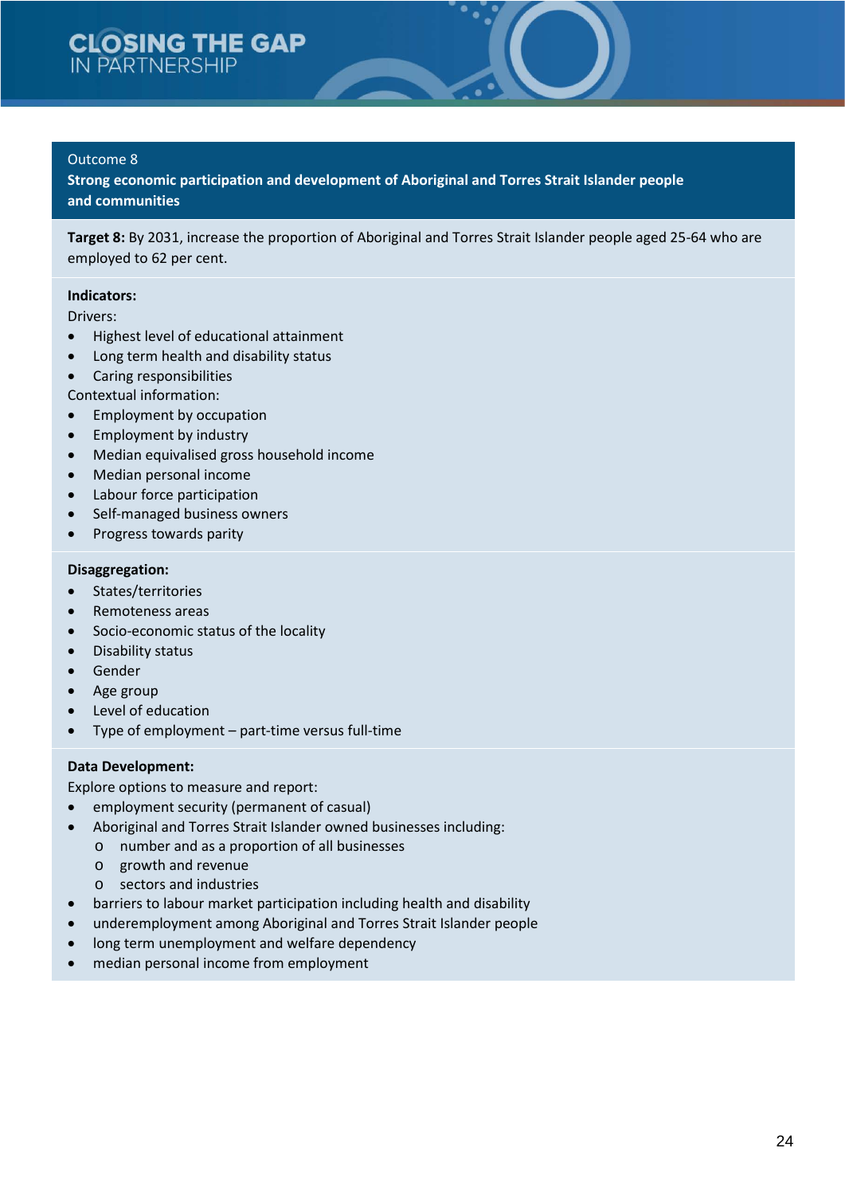Outcome 8

## Strong economic participation and development of Aboriginal and Torres Strait Islander people and communities

**Target 8:** By 2031, increase the proportion of Aboriginal and Torres Strait Islander people aged 25-64 who are employed to 62 per cent.

**Indicators:**

Drivers:

- Highest level of educational attainment
- Long term health and disability status
- Caring responsibilities

Contextual information:

- Employment by occupation
- Employment by industry
- Median equivalised gross household income
- Median personal income
- Labour force participation
- Self-managed business owners
- Progress towards parity

**Disaggregation:**

- States/territories
- Remoteness areas
- Socio-economic status of the locality
- Disability status
- Gender
- Age group
- Level of education
- Type of employment – part-time versus full-time

**Data Development:**

Explore options to measure and report:

- employment security (permanent of casual)
- Aboriginal and Torres Strait Islander owned businesses including:
  - number and as a proportion of all businesses
  - growth and revenue
  - sectors and industries
- barriers to labour market participation including health and disability
- underemployment among Aboriginal and Torres Strait Islander people
- long term unemployment and welfare dependency
- median personal income from employment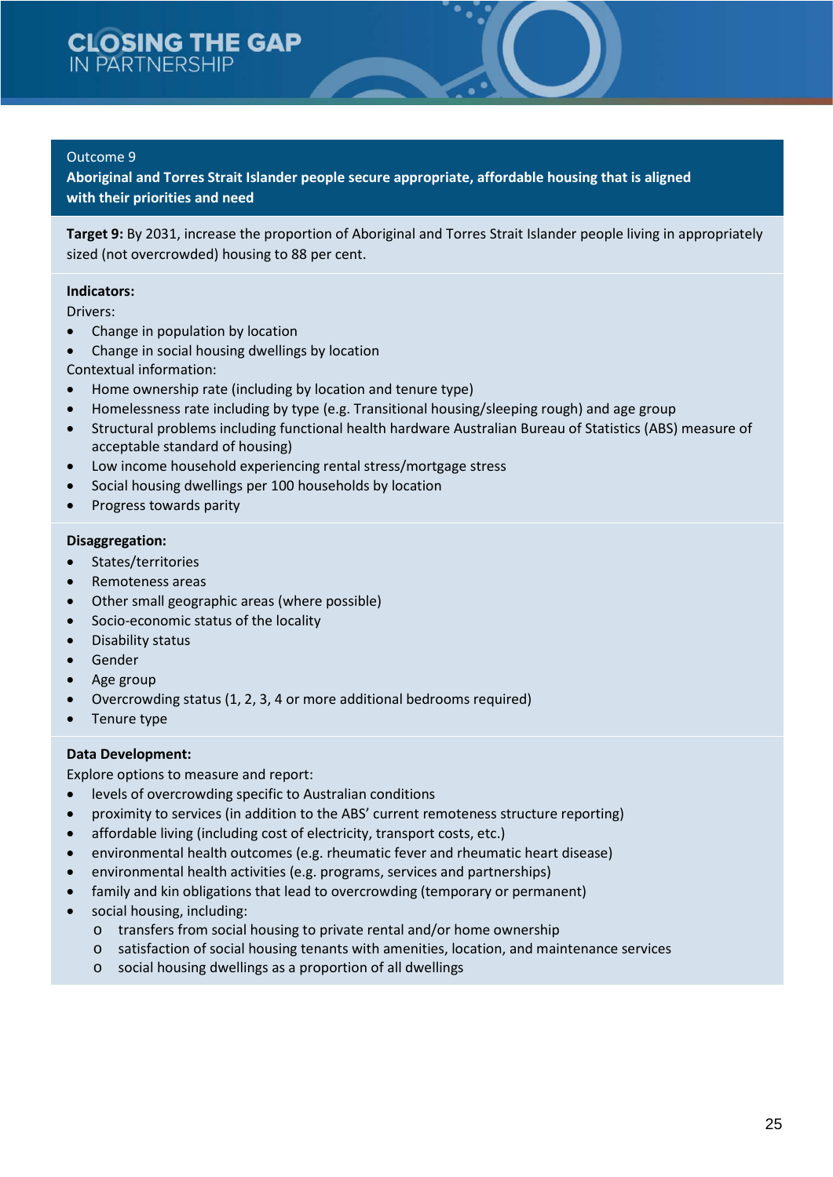## Outcome 9

**Aboriginal and Torres Strait Islander people secure appropriate, affordable housing that is aligned with their priorities and need**

**Target 9:** By 2031, increase the proportion of Aboriginal and Torres Strait Islander people living in appropriately sized (not overcrowded) housing to 88 per cent.

**Indicators:**

Drivers:

- Change in population by location
- Change in social housing dwellings by location

Contextual information:

- Home ownership rate (including by location and tenure type)
- Homelessness rate including by type (e.g. Transitional housing/sleeping rough) and age group
- Structural problems including functional health hardware Australian Bureau of Statistics (ABS) measure of acceptable standard of housing)
- Low income household experiencing rental stress/mortgage stress
- Social housing dwellings per 100 households by location
- Progress towards parity

**Disaggregation:**

- States/territories
- Remoteness areas
- Other small geographic areas (where possible)
- Socio-economic status of the locality
- Disability status
- Gender
- Age group
- Overcrowding status (1, 2, 3, 4 or more additional bedrooms required)
- Tenure type

**Data Development:**

Explore options to measure and report:

- levels of overcrowding specific to Australian conditions
- proximity to services (in addition to the ABS' current remoteness structure reporting)
- affordable living (including cost of electricity, transport costs, etc.)
- environmental health outcomes (e.g. rheumatic fever and rheumatic heart disease)
- environmental health activities (e.g. programs, services and partnerships)
- family and kin obligations that lead to overcrowding (temporary or permanent)
- social housing, including:
  - transfers from social housing to private rental and/or home ownership
  - satisfaction of social housing tenants with amenities, location, and maintenance services
  - social housing dwellings as a proportion of all dwellings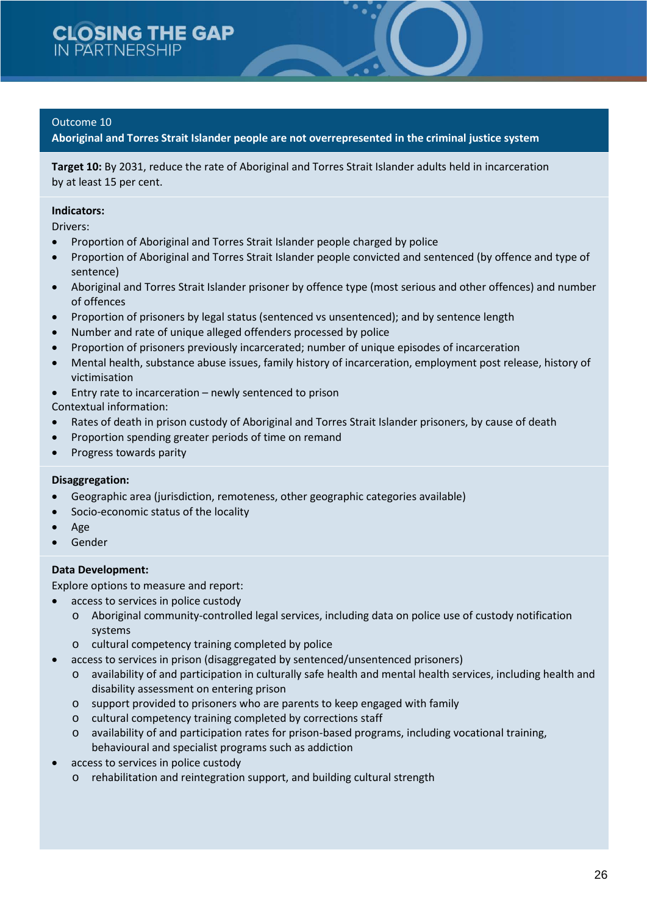Outcome 10

## Aboriginal and Torres Strait Islander people are not overrepresented in the criminal justice system

**Target 10:** By 2031, reduce the rate of Aboriginal and Torres Strait Islander adults held in incarceration by at least 15 per cent.

**Indicators:**

Drivers:

- Proportion of Aboriginal and Torres Strait Islander people charged by police
- Proportion of Aboriginal and Torres Strait Islander people convicted and sentenced (by offence and type of sentence)
- Aboriginal and Torres Strait Islander prisoner by offence type (most serious and other offences) and number of offences
- Proportion of prisoners by legal status (sentenced vs unsentenced); and by sentence length
- Number and rate of unique alleged offenders processed by police
- Proportion of prisoners previously incarcerated; number of unique episodes of incarceration
- Mental health, substance abuse issues, family history of incarceration, employment post release, history of victimisation
- Entry rate to incarceration – newly sentenced to prison

Contextual information:

- Rates of death in prison custody of Aboriginal and Torres Strait Islander prisoners, by cause of death
- Proportion spending greater periods of time on remand
- Progress towards parity

**Disaggregation:**

- Geographic area (jurisdiction, remoteness, other geographic categories available)
- Socio-economic status of the locality
- Age
- Gender

**Data Development:**

Explore options to measure and report:

- access to services in police custody
  - Aboriginal community-controlled legal services, including data on police use of custody notification systems
  - cultural competency training completed by police
- access to services in prison (disaggregated by sentenced/unsentenced prisoners)
  - availability of and participation in culturally safe health and mental health services, including health and disability assessment on entering prison
  - support provided to prisoners who are parents to keep engaged with family
  - cultural competency training completed by corrections staff
  - availability of and participation rates for prison-based programs, including vocational training, behavioural and specialist programs such as addiction
- access to services in police custody
  - rehabilitation and reintegration support, and building cultural strength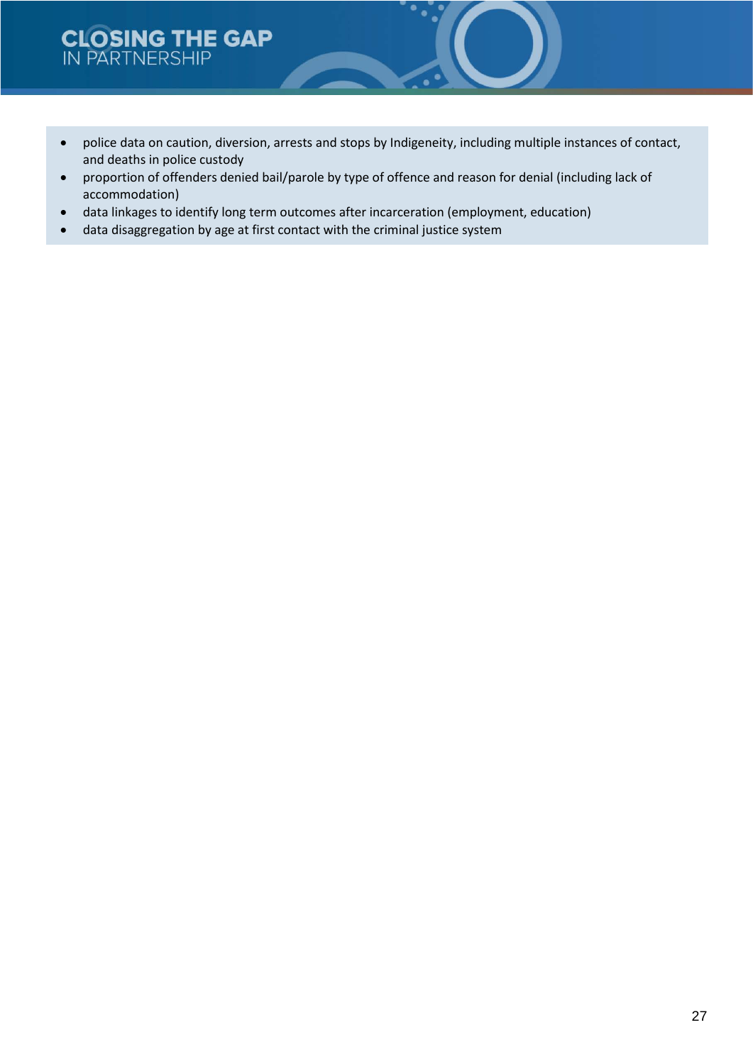- police data on caution, diversion, arrests and stops by Indigeneity, including multiple instances of contact, and deaths in police custody
- proportion of offenders denied bail/parole by type of offence and reason for denial (including lack of accommodation)
- data linkages to identify long term outcomes after incarceration (employment, education)
- data disaggregation by age at first contact with the criminal justice system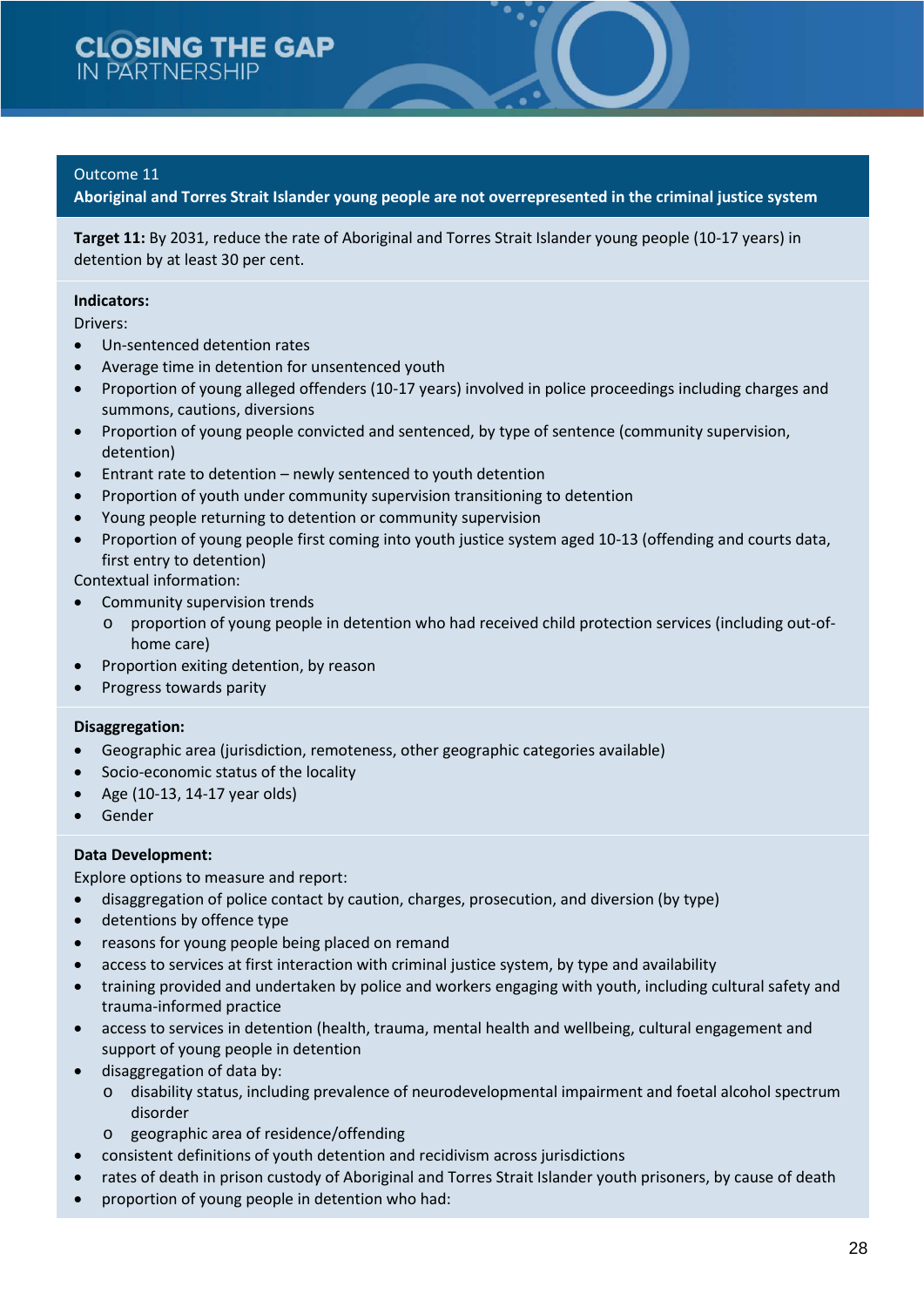Outcome 11

**Aboriginal and Torres Strait Islander young people are not overrepresented in the criminal justice system**

**Target 11:** By 2031, reduce the rate of Aboriginal and Torres Strait Islander young people (10-17 years) in detention by at least 30 per cent.

**Indicators:**

Drivers:

- Un-sentenced detention rates
- Average time in detention for unsentenced youth
- Proportion of young alleged offenders (10-17 years) involved in police proceedings including charges and summons, cautions, diversions
- Proportion of young people convicted and sentenced, by type of sentence (community supervision, detention)
- Entrant rate to detention – newly sentenced to youth detention
- Proportion of youth under community supervision transitioning to detention
- Young people returning to detention or community supervision
- Proportion of young people first coming into youth justice system aged 10-13 (offending and courts data, first entry to detention)

Contextual information:

- Community supervision trends
  - proportion of young people in detention who had received child protection services (including out-of-home care)
- Proportion exiting detention, by reason
- Progress towards parity

**Disaggregation:**

- Geographic area (jurisdiction, remoteness, other geographic categories available)
- Socio-economic status of the locality
- Age (10-13, 14-17 year olds)
- Gender

**Data Development:**

Explore options to measure and report:

- disaggregation of police contact by caution, charges, prosecution, and diversion (by type)
- detentions by offence type
- reasons for young people being placed on remand
- access to services at first interaction with criminal justice system, by type and availability
- training provided and undertaken by police and workers engaging with youth, including cultural safety and trauma-informed practice
- access to services in detention (health, trauma, mental health and wellbeing, cultural engagement and support of young people in detention
- disaggregation of data by:
  - disability status, including prevalence of neurodevelopmental impairment and foetal alcohol spectrum disorder
  - geographic area of residence/offending
- consistent definitions of youth detention and recidivism across jurisdictions
- rates of death in prison custody of Aboriginal and Torres Strait Islander youth prisoners, by cause of death
- proportion of young people in detention who had: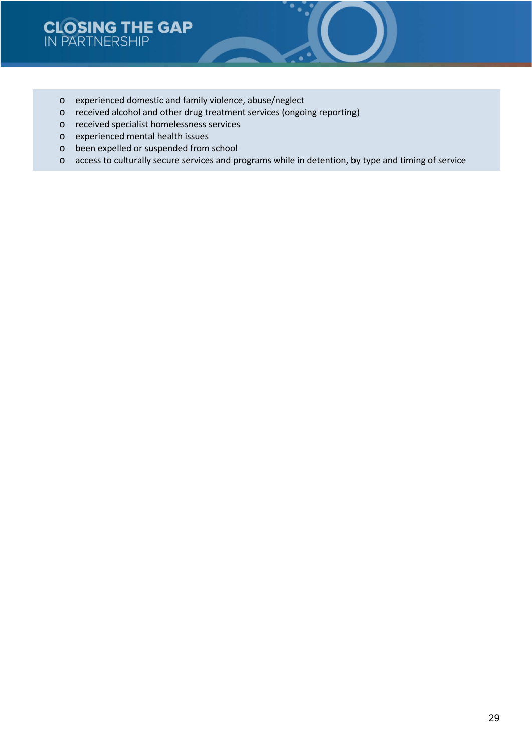- experienced domestic and family violence, abuse/neglect
- received alcohol and other drug treatment services (ongoing reporting)
- received specialist homelessness services
- experienced mental health issues
- been expelled or suspended from school
- access to culturally secure services and programs while in detention, by type and timing of service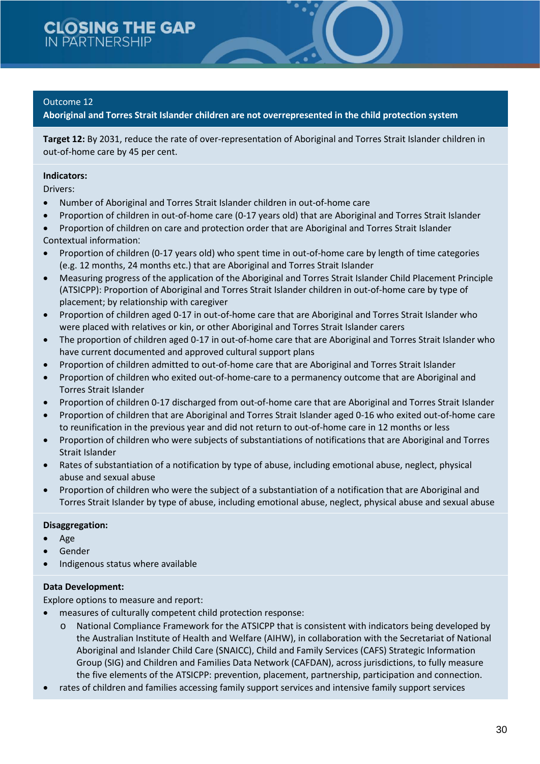Outcome 12

## Aboriginal and Torres Strait Islander children are not overrepresented in the child protection system

**Target 12:** By 2031, reduce the rate of over-representation of Aboriginal and Torres Strait Islander children in out-of-home care by 45 per cent.

**Indicators:**

Drivers:

- Number of Aboriginal and Torres Strait Islander children in out-of-home care
- Proportion of children in out-of-home care (0-17 years old) that are Aboriginal and Torres Strait Islander
- Proportion of children on care and protection order that are Aboriginal and Torres Strait Islander

Contextual information:

- Proportion of children (0-17 years old) who spent time in out-of-home care by length of time categories (e.g. 12 months, 24 months etc.) that are Aboriginal and Torres Strait Islander
- Measuring progress of the application of the Aboriginal and Torres Strait Islander Child Placement Principle (ATSICPP): Proportion of Aboriginal and Torres Strait Islander children in out-of-home care by type of placement; by relationship with caregiver
- Proportion of children aged 0-17 in out-of-home care that are Aboriginal and Torres Strait Islander who were placed with relatives or kin, or other Aboriginal and Torres Strait Islander carers
- The proportion of children aged 0-17 in out-of-home care that are Aboriginal and Torres Strait Islander who have current documented and approved cultural support plans
- Proportion of children admitted to out-of-home care that are Aboriginal and Torres Strait Islander
- Proportion of children who exited out-of-home-care to a permanency outcome that are Aboriginal and Torres Strait Islander
- Proportion of children 0-17 discharged from out-of-home care that are Aboriginal and Torres Strait Islander
- Proportion of children that are Aboriginal and Torres Strait Islander aged 0-16 who exited out-of-home care to reunification in the previous year and did not return to out-of-home care in 12 months or less
- Proportion of children who were subjects of substantiations of notifications that are Aboriginal and Torres Strait Islander
- Rates of substantiation of a notification by type of abuse, including emotional abuse, neglect, physical abuse and sexual abuse
- Proportion of children who were the subject of a substantiation of a notification that are Aboriginal and Torres Strait Islander by type of abuse, including emotional abuse, neglect, physical abuse and sexual abuse

**Disaggregation:**

- Age
- Gender
- Indigenous status where available

**Data Development:**

Explore options to measure and report:

- measures of culturally competent child protection response:
  - National Compliance Framework for the ATSICPP that is consistent with indicators being developed by the Australian Institute of Health and Welfare (AIHW), in collaboration with the Secretariat of National Aboriginal and Islander Child Care (SNAICC), Child and Family Services (CAFS) Strategic Information Group (SIG) and Children and Families Data Network (CAFDAN), across jurisdictions, to fully measure the five elements of the ATSICPP: prevention, placement, partnership, participation and connection.
- rates of children and families accessing family support services and intensive family support services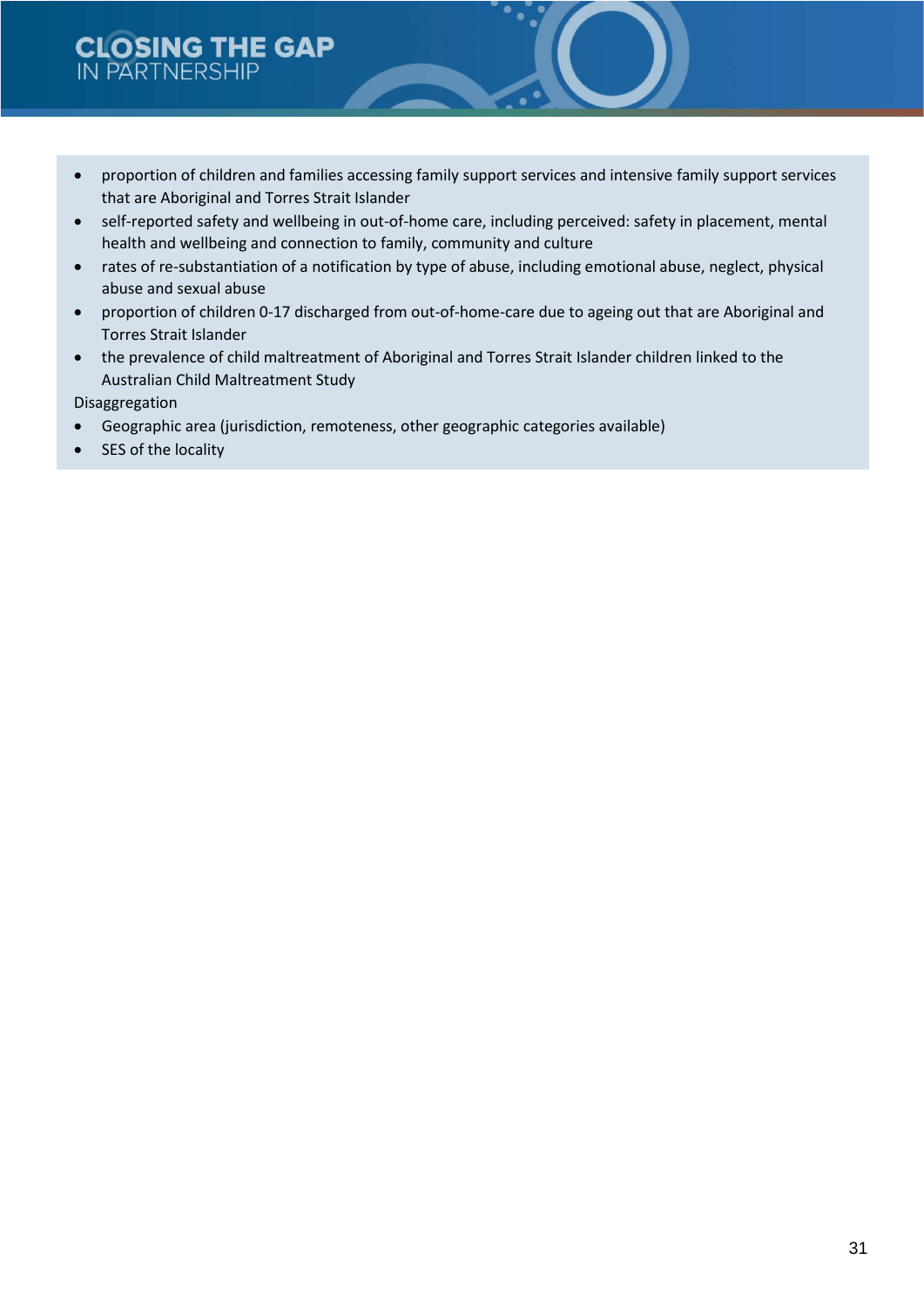- proportion of children and families accessing family support services and intensive family support services that are Aboriginal and Torres Strait Islander
- self-reported safety and wellbeing in out-of-home care, including perceived: safety in placement, mental health and wellbeing and connection to family, community and culture
- rates of re-substantiation of a notification by type of abuse, including emotional abuse, neglect, physical abuse and sexual abuse
- proportion of children 0-17 discharged from out-of-home-care due to ageing out that are Aboriginal and Torres Strait Islander
- the prevalence of child maltreatment of Aboriginal and Torres Strait Islander children linked to the Australian Child Maltreatment Study

Disaggregation

- Geographic area (jurisdiction, remoteness, other geographic categories available)
- SES of the locality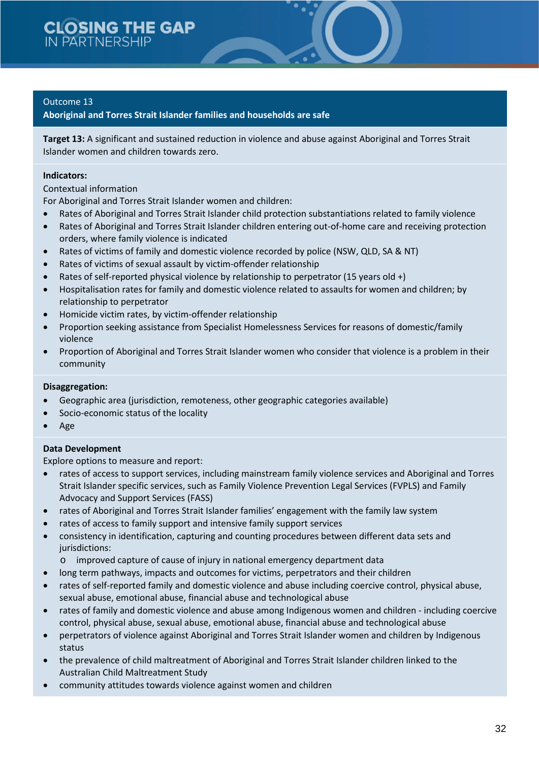Outcome 13

**Aboriginal and Torres Strait Islander families and households are safe**

**Target 13:** A significant and sustained reduction in violence and abuse against Aboriginal and Torres Strait Islander women and children towards zero.

**Indicators:**

Contextual information

For Aboriginal and Torres Strait Islander women and children:

- Rates of Aboriginal and Torres Strait Islander child protection substantiations related to family violence
- Rates of Aboriginal and Torres Strait Islander children entering out-of-home care and receiving protection orders, where family violence is indicated
- Rates of victims of family and domestic violence recorded by police (NSW, QLD, SA & NT)
- Rates of victims of sexual assault by victim-offender relationship
- Rates of self-reported physical violence by relationship to perpetrator (15 years old +)
- Hospitalisation rates for family and domestic violence related to assaults for women and children; by relationship to perpetrator
- Homicide victim rates, by victim-offender relationship
- Proportion seeking assistance from Specialist Homelessness Services for reasons of domestic/family violence
- Proportion of Aboriginal and Torres Strait Islander women who consider that violence is a problem in their community

**Disaggregation:**

- Geographic area (jurisdiction, remoteness, other geographic categories available)
- Socio-economic status of the locality
- Age

**Data Development**

Explore options to measure and report:

- rates of access to support services, including mainstream family violence services and Aboriginal and Torres Strait Islander specific services, such as Family Violence Prevention Legal Services (FVPLS) and Family Advocacy and Support Services (FASS)
- rates of Aboriginal and Torres Strait Islander families' engagement with the family law system
- rates of access to family support and intensive family support services
- consistency in identification, capturing and counting procedures between different data sets and jurisdictions:
  - improved capture of cause of injury in national emergency department data
- long term pathways, impacts and outcomes for victims, perpetrators and their children
- rates of self-reported family and domestic violence and abuse including coercive control, physical abuse, sexual abuse, emotional abuse, financial abuse and technological abuse
- rates of family and domestic violence and abuse among Indigenous women and children - including coercive control, physical abuse, sexual abuse, emotional abuse, financial abuse and technological abuse
- perpetrators of violence against Aboriginal and Torres Strait Islander women and children by Indigenous status
- the prevalence of child maltreatment of Aboriginal and Torres Strait Islander children linked to the Australian Child Maltreatment Study
- community attitudes towards violence against women and children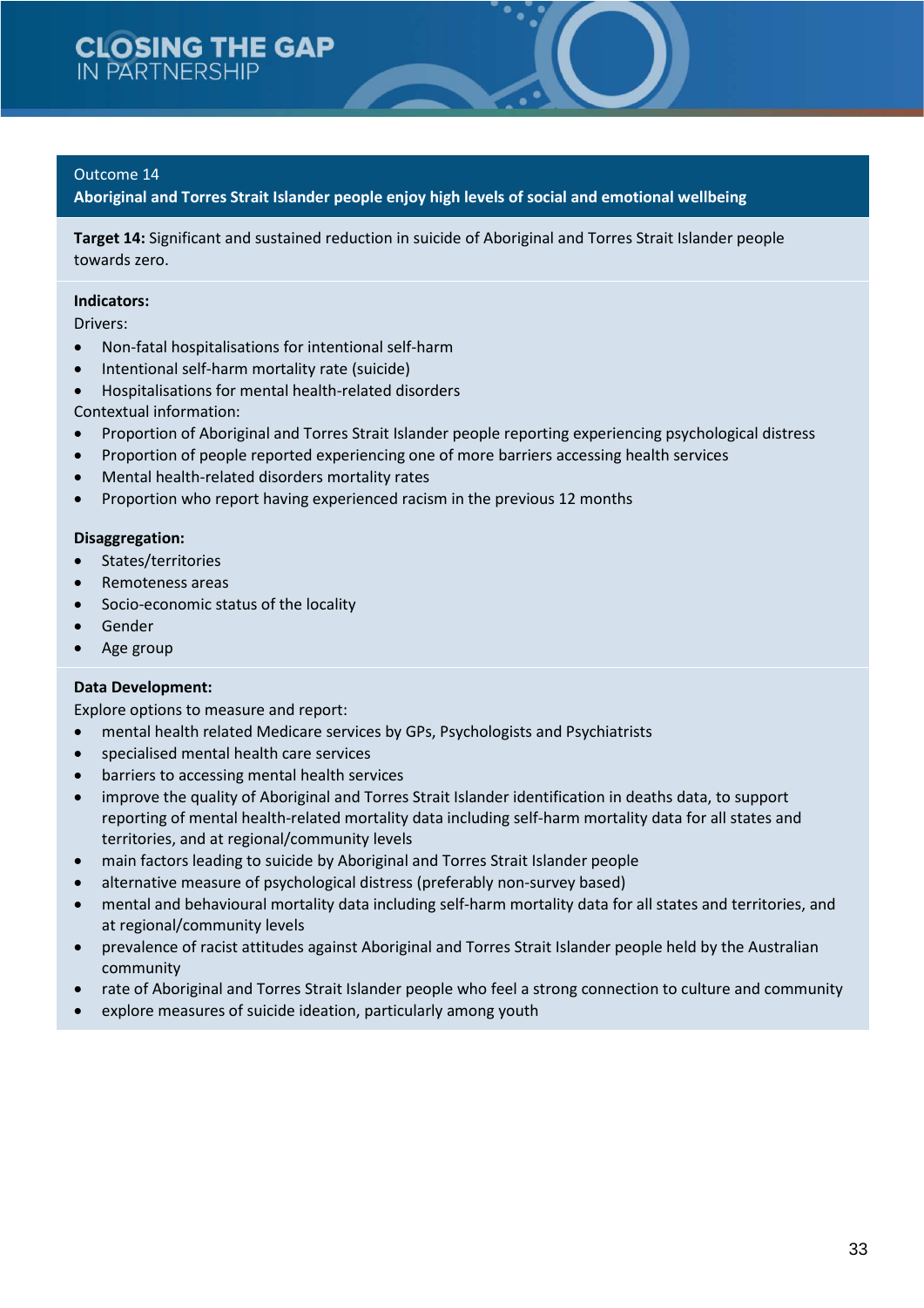Outcome 14

## Aboriginal and Torres Strait Islander people enjoy high levels of social and emotional wellbeing

**Target 14:** Significant and sustained reduction in suicide of Aboriginal and Torres Strait Islander people towards zero.

**Indicators:**

Drivers:

- Non-fatal hospitalisations for intentional self-harm
- Intentional self-harm mortality rate (suicide)
- Hospitalisations for mental health-related disorders

Contextual information:

- Proportion of Aboriginal and Torres Strait Islander people reporting experiencing psychological distress
- Proportion of people reported experiencing one of more barriers accessing health services
- Mental health-related disorders mortality rates
- Proportion who report having experienced racism in the previous 12 months

**Disaggregation:**

- States/territories
- Remoteness areas
- Socio-economic status of the locality
- Gender
- Age group

**Data Development:**

Explore options to measure and report:

- mental health related Medicare services by GPs, Psychologists and Psychiatrists
- specialised mental health care services
- barriers to accessing mental health services
- improve the quality of Aboriginal and Torres Strait Islander identification in deaths data, to support reporting of mental health-related mortality data including self-harm mortality data for all states and territories, and at regional/community levels
- main factors leading to suicide by Aboriginal and Torres Strait Islander people
- alternative measure of psychological distress (preferably non-survey based)
- mental and behavioural mortality data including self-harm mortality data for all states and territories, and at regional/community levels
- prevalence of racist attitudes against Aboriginal and Torres Strait Islander people held by the Australian community
- rate of Aboriginal and Torres Strait Islander people who feel a strong connection to culture and community
- explore measures of suicide ideation, particularly among youth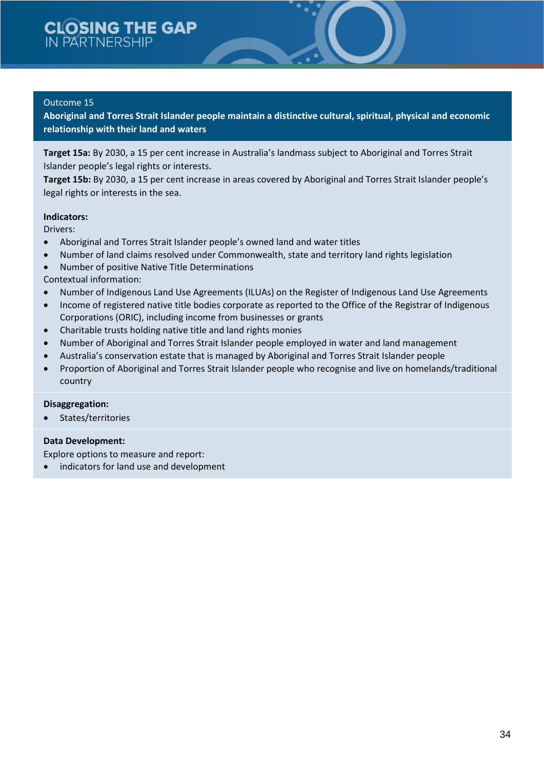## Outcome 15

**Aboriginal and Torres Strait Islander people maintain a distinctive cultural, spiritual, physical and economic relationship with their land and waters**

**Target 15a:** By 2030, a 15 per cent increase in Australia's landmass subject to Aboriginal and Torres Strait Islander people's legal rights or interests.

**Target 15b:** By 2030, a 15 per cent increase in areas covered by Aboriginal and Torres Strait Islander people's legal rights or interests in the sea.

**Indicators:**

Drivers:

- Aboriginal and Torres Strait Islander people's owned land and water titles
- Number of land claims resolved under Commonwealth, state and territory land rights legislation
- Number of positive Native Title Determinations

Contextual information:

- Number of Indigenous Land Use Agreements (ILUAs) on the Register of Indigenous Land Use Agreements
- Income of registered native title bodies corporate as reported to the Office of the Registrar of Indigenous Corporations (ORIC), including income from businesses or grants
- Charitable trusts holding native title and land rights monies
- Number of Aboriginal and Torres Strait Islander people employed in water and land management
- Australia's conservation estate that is managed by Aboriginal and Torres Strait Islander people
- Proportion of Aboriginal and Torres Strait Islander people who recognise and live on homelands/traditional country

**Disaggregation:**

- States/territories

**Data Development:**

Explore options to measure and report:

- indicators for land use and development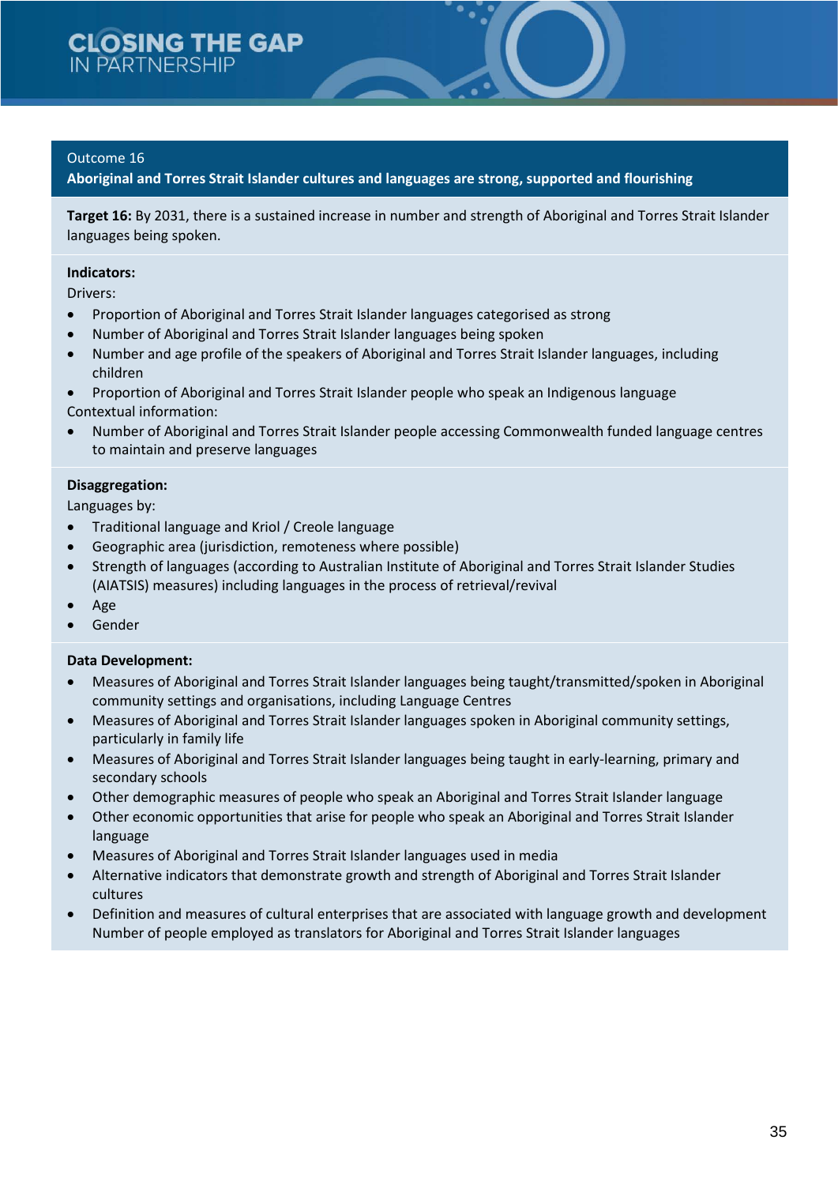## Outcome 16

**Aboriginal and Torres Strait Islander cultures and languages are strong, supported and flourishing**

**Target 16:** By 2031, there is a sustained increase in number and strength of Aboriginal and Torres Strait Islander languages being spoken.

**Indicators:**

Drivers:

- Proportion of Aboriginal and Torres Strait Islander languages categorised as strong
- Number of Aboriginal and Torres Strait Islander languages being spoken
- Number and age profile of the speakers of Aboriginal and Torres Strait Islander languages, including children
- Proportion of Aboriginal and Torres Strait Islander people who speak an Indigenous language

Contextual information:

- Number of Aboriginal and Torres Strait Islander people accessing Commonwealth funded language centres to maintain and preserve languages

**Disaggregation:**

Languages by:

- Traditional language and Kriol / Creole language
- Geographic area (jurisdiction, remoteness where possible)
- Strength of languages (according to Australian Institute of Aboriginal and Torres Strait Islander Studies (AIATSIS) measures) including languages in the process of retrieval/revival
- Age
- Gender

**Data Development:**

- Measures of Aboriginal and Torres Strait Islander languages being taught/transmitted/spoken in Aboriginal community settings and organisations, including Language Centres
- Measures of Aboriginal and Torres Strait Islander languages spoken in Aboriginal community settings, particularly in family life
- Measures of Aboriginal and Torres Strait Islander languages being taught in early-learning, primary and secondary schools
- Other demographic measures of people who speak an Aboriginal and Torres Strait Islander language
- Other economic opportunities that arise for people who speak an Aboriginal and Torres Strait Islander language
- Measures of Aboriginal and Torres Strait Islander languages used in media
- Alternative indicators that demonstrate growth and strength of Aboriginal and Torres Strait Islander cultures
- Definition and measures of cultural enterprises that are associated with language growth and development Number of people employed as translators for Aboriginal and Torres Strait Islander languages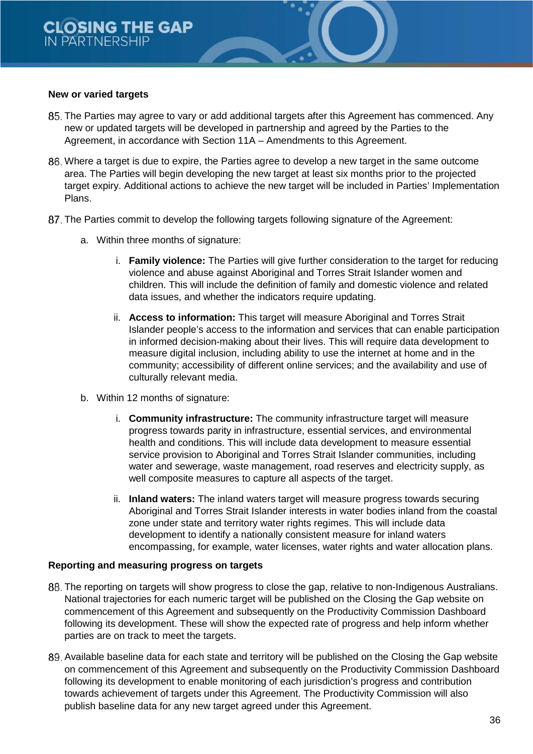**New or varied targets**

85. The Parties may agree to vary or add additional targets after this Agreement has commenced. Any new or updated targets will be developed in partnership and agreed by the Parties to the Agreement, in accordance with Section 11A – Amendments to this Agreement.

86. Where a target is due to expire, the Parties agree to develop a new target in the same outcome area. The Parties will begin developing the new target at least six months prior to the projected target expiry. Additional actions to achieve the new target will be included in Parties' Implementation Plans.

87. The Parties commit to develop the following targets following signature of the Agreement:

    a. Within three months of signature:

        i. **Family violence:** The Parties will give further consideration to the target for reducing violence and abuse against Aboriginal and Torres Strait Islander women and children. This will include the definition of family and domestic violence and related data issues, and whether the indicators require updating.

        ii. **Access to information:** This target will measure Aboriginal and Torres Strait Islander people's access to the information and services that can enable participation in informed decision-making about their lives. This will require data development to measure digital inclusion, including ability to use the internet at home and in the community; accessibility of different online services; and the availability and use of culturally relevant media.

    b. Within 12 months of signature:

        i. **Community infrastructure:** The community infrastructure target will measure progress towards parity in infrastructure, essential services, and environmental health and conditions. This will include data development to measure essential service provision to Aboriginal and Torres Strait Islander communities, including water and sewerage, waste management, road reserves and electricity supply, as well composite measures to capture all aspects of the target.

        ii. **Inland waters:** The inland waters target will measure progress towards securing Aboriginal and Torres Strait Islander interests in water bodies inland from the coastal zone under state and territory water rights regimes. This will include data development to identify a nationally consistent measure for inland waters encompassing, for example, water licenses, water rights and water allocation plans.

**Reporting and measuring progress on targets**

88. The reporting on targets will show progress to close the gap, relative to non-Indigenous Australians. National trajectories for each numeric target will be published on the Closing the Gap website on commencement of this Agreement and subsequently on the Productivity Commission Dashboard following its development. These will show the expected rate of progress and help inform whether parties are on track to meet the targets.

89. Available baseline data for each state and territory will be published on the Closing the Gap website on commencement of this Agreement and subsequently on the Productivity Commission Dashboard following its development to enable monitoring of each jurisdiction's progress and contribution towards achievement of targets under this Agreement. The Productivity Commission will also publish baseline data for any new target agreed under this Agreement.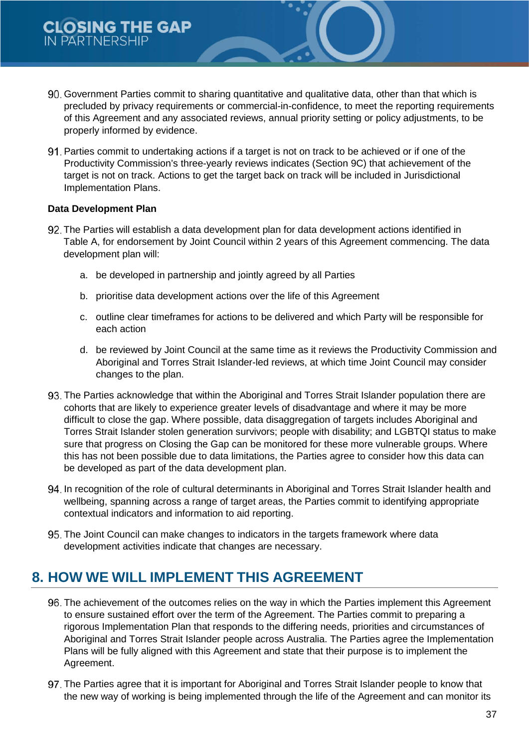90. Government Parties commit to sharing quantitative and qualitative data, other than that which is precluded by privacy requirements or commercial-in-confidence, to meet the reporting requirements of this Agreement and any associated reviews, annual priority setting or policy adjustments, to be properly informed by evidence.

91. Parties commit to undertaking actions if a target is not on track to be achieved or if one of the Productivity Commission's three-yearly reviews indicates (Section 9C) that achievement of the target is not on track. Actions to get the target back on track will be included in Jurisdictional Implementation Plans.

**Data Development Plan**

92. The Parties will establish a data development plan for data development actions identified in Table A, for endorsement by Joint Council within 2 years of this Agreement commencing. The data development plan will:

    a. be developed in partnership and jointly agreed by all Parties

    b. prioritise data development actions over the life of this Agreement

    c. outline clear timeframes for actions to be delivered and which Party will be responsible for each action

    d. be reviewed by Joint Council at the same time as it reviews the Productivity Commission and Aboriginal and Torres Strait Islander-led reviews, at which time Joint Council may consider changes to the plan.

93. The Parties acknowledge that within the Aboriginal and Torres Strait Islander population there are cohorts that are likely to experience greater levels of disadvantage and where it may be more difficult to close the gap. Where possible, data disaggregation of targets includes Aboriginal and Torres Strait Islander stolen generation survivors; people with disability; and LGBTQI status to make sure that progress on Closing the Gap can be monitored for these more vulnerable groups. Where this has not been possible due to data limitations, the Parties agree to consider how this data can be developed as part of the data development plan.

94. In recognition of the role of cultural determinants in Aboriginal and Torres Strait Islander health and wellbeing, spanning across a range of target areas, the Parties commit to identifying appropriate contextual indicators and information to aid reporting.

95. The Joint Council can make changes to indicators in the targets framework where data development activities indicate that changes are necessary.

## 8. HOW WE WILL IMPLEMENT THIS AGREEMENT

96. The achievement of the outcomes relies on the way in which the Parties implement this Agreement to ensure sustained effort over the term of the Agreement. The Parties commit to preparing a rigorous Implementation Plan that responds to the differing needs, priorities and circumstances of Aboriginal and Torres Strait Islander people across Australia. The Parties agree the Implementation Plans will be fully aligned with this Agreement and state that their purpose is to implement the Agreement.

97. The Parties agree that it is important for Aboriginal and Torres Strait Islander people to know that the new way of working is being implemented through the life of the Agreement and can monitor its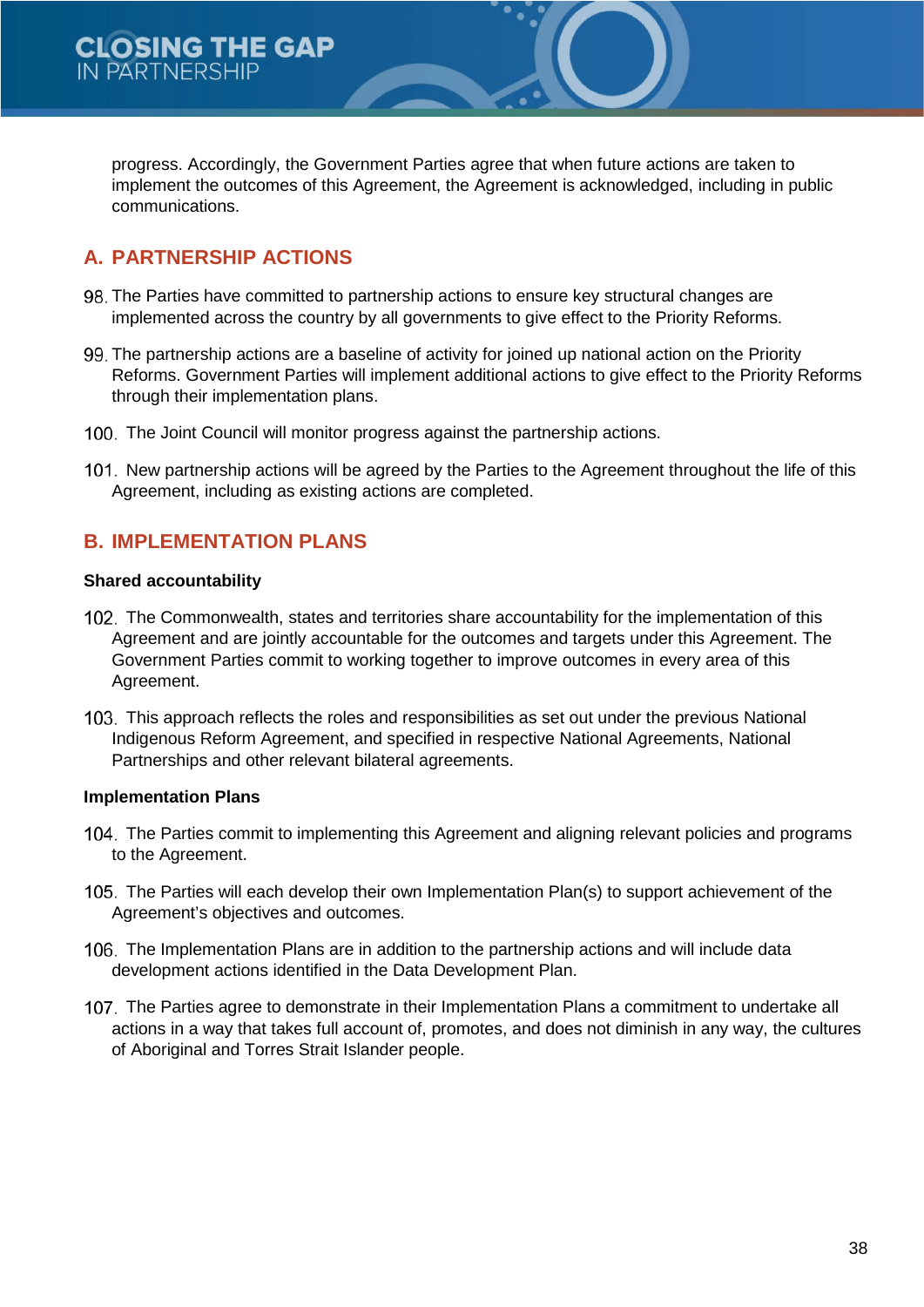progress. Accordingly, the Government Parties agree that when future actions are taken to implement the outcomes of this Agreement, the Agreement is acknowledged, including in public communications.

## A. PARTNERSHIP ACTIONS

98. The Parties have committed to partnership actions to ensure key structural changes are implemented across the country by all governments to give effect to the Priority Reforms.

99. The partnership actions are a baseline of activity for joined up national action on the Priority Reforms. Government Parties will implement additional actions to give effect to the Priority Reforms through their implementation plans.

100. The Joint Council will monitor progress against the partnership actions.

101. New partnership actions will be agreed by the Parties to the Agreement throughout the life of this Agreement, including as existing actions are completed.

## B. IMPLEMENTATION PLANS

**Shared accountability**

102. The Commonwealth, states and territories share accountability for the implementation of this Agreement and are jointly accountable for the outcomes and targets under this Agreement. The Government Parties commit to working together to improve outcomes in every area of this Agreement.

103. This approach reflects the roles and responsibilities as set out under the previous National Indigenous Reform Agreement, and specified in respective National Agreements, National Partnerships and other relevant bilateral agreements.

**Implementation Plans**

104. The Parties commit to implementing this Agreement and aligning relevant policies and programs to the Agreement.

105. The Parties will each develop their own Implementation Plan(s) to support achievement of the Agreement's objectives and outcomes.

106. The Implementation Plans are in addition to the partnership actions and will include data development actions identified in the Data Development Plan.

107. The Parties agree to demonstrate in their Implementation Plans a commitment to undertake all actions in a way that takes full account of, promotes, and does not diminish in any way, the cultures of Aboriginal and Torres Strait Islander people.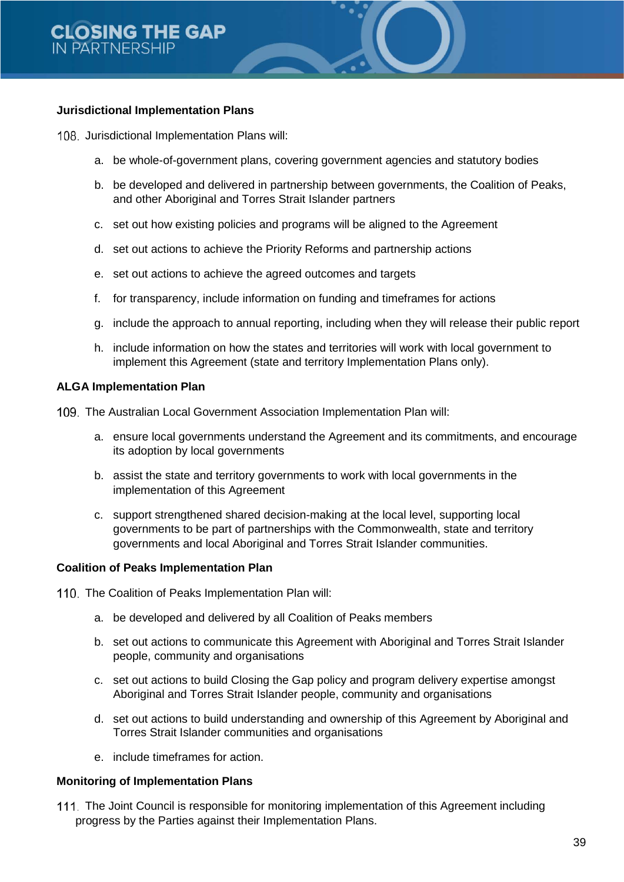### Jurisdictional Implementation Plans

108. Jurisdictional Implementation Plans will:

    a. be whole-of-government plans, covering government agencies and statutory bodies

    b. be developed and delivered in partnership between governments, the Coalition of Peaks, and other Aboriginal and Torres Strait Islander partners

    c. set out how existing policies and programs will be aligned to the Agreement

    d. set out actions to achieve the Priority Reforms and partnership actions

    e. set out actions to achieve the agreed outcomes and targets

    f. for transparency, include information on funding and timeframes for actions

    g. include the approach to annual reporting, including when they will release their public report

    h. include information on how the states and territories will work with local government to implement this Agreement (state and territory Implementation Plans only).

### ALGA Implementation Plan

109. The Australian Local Government Association Implementation Plan will:

    a. ensure local governments understand the Agreement and its commitments, and encourage its adoption by local governments

    b. assist the state and territory governments to work with local governments in the implementation of this Agreement

    c. support strengthened shared decision-making at the local level, supporting local governments to be part of partnerships with the Commonwealth, state and territory governments and local Aboriginal and Torres Strait Islander communities.

### Coalition of Peaks Implementation Plan

110. The Coalition of Peaks Implementation Plan will:

    a. be developed and delivered by all Coalition of Peaks members

    b. set out actions to communicate this Agreement with Aboriginal and Torres Strait Islander people, community and organisations

    c. set out actions to build Closing the Gap policy and program delivery expertise amongst Aboriginal and Torres Strait Islander people, community and organisations

    d. set out actions to build understanding and ownership of this Agreement by Aboriginal and Torres Strait Islander communities and organisations

    e. include timeframes for action.

### Monitoring of Implementation Plans

111. The Joint Council is responsible for monitoring implementation of this Agreement including progress by the Parties against their Implementation Plans.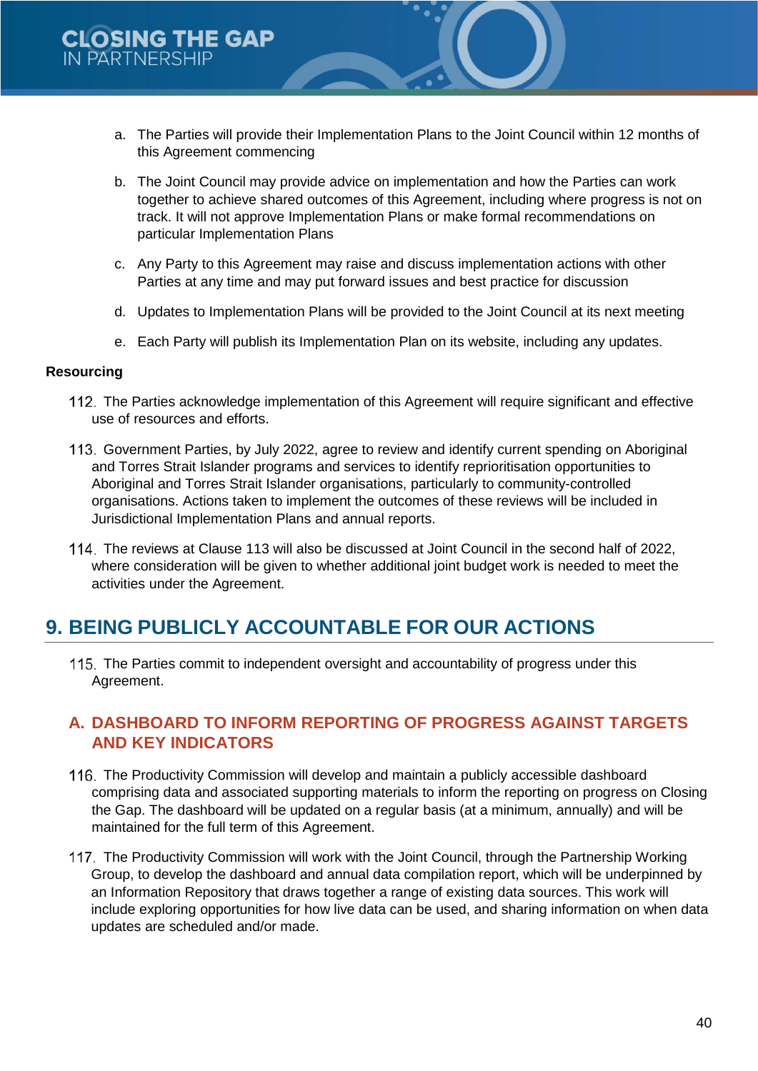a. The Parties will provide their Implementation Plans to the Joint Council within 12 months of this Agreement commencing

b. The Joint Council may provide advice on implementation and how the Parties can work together to achieve shared outcomes of this Agreement, including where progress is not on track. It will not approve Implementation Plans or make formal recommendations on particular Implementation Plans

c. Any Party to this Agreement may raise and discuss implementation actions with other Parties at any time and may put forward issues and best practice for discussion

d. Updates to Implementation Plans will be provided to the Joint Council at its next meeting

e. Each Party will publish its Implementation Plan on its website, including any updates.

**Resourcing**

112. The Parties acknowledge implementation of this Agreement will require significant and effective use of resources and efforts.

113. Government Parties, by July 2022, agree to review and identify current spending on Aboriginal and Torres Strait Islander programs and services to identify reprioritisation opportunities to Aboriginal and Torres Strait Islander organisations, particularly to community-controlled organisations. Actions taken to implement the outcomes of these reviews will be included in Jurisdictional Implementation Plans and annual reports.

114. The reviews at Clause 113 will also be discussed at Joint Council in the second half of 2022, where consideration will be given to whether additional joint budget work is needed to meet the activities under the Agreement.

## 9. BEING PUBLICLY ACCOUNTABLE FOR OUR ACTIONS

115. The Parties commit to independent oversight and accountability of progress under this Agreement.

### A. DASHBOARD TO INFORM REPORTING OF PROGRESS AGAINST TARGETS AND KEY INDICATORS

116. The Productivity Commission will develop and maintain a publicly accessible dashboard comprising data and associated supporting materials to inform the reporting on progress on Closing the Gap. The dashboard will be updated on a regular basis (at a minimum, annually) and will be maintained for the full term of this Agreement.

117. The Productivity Commission will work with the Joint Council, through the Partnership Working Group, to develop the dashboard and annual data compilation report, which will be underpinned by an Information Repository that draws together a range of existing data sources. This work will include exploring opportunities for how live data can be used, and sharing information on when data updates are scheduled and/or made.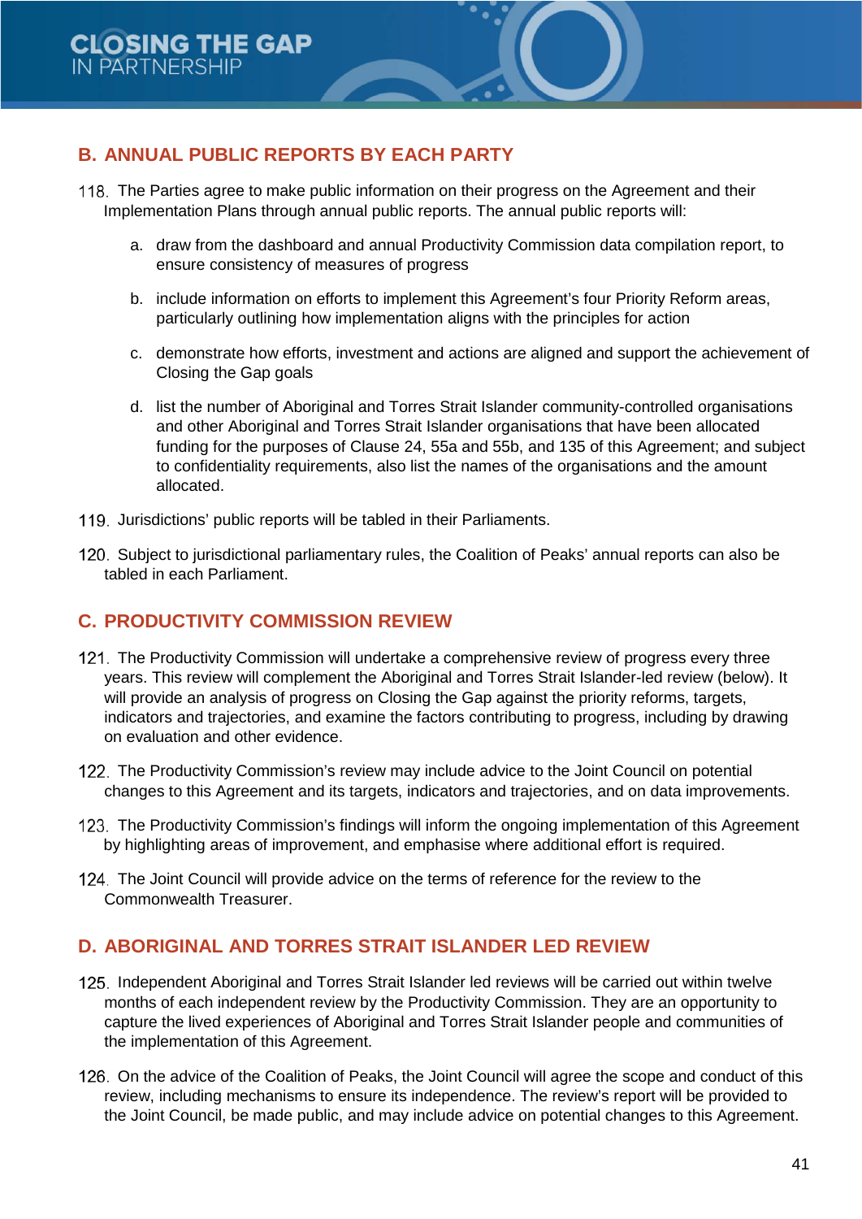## B. ANNUAL PUBLIC REPORTS BY EACH PARTY

118. The Parties agree to make public information on their progress on the Agreement and their Implementation Plans through annual public reports. The annual public reports will:

    a. draw from the dashboard and annual Productivity Commission data compilation report, to ensure consistency of measures of progress

    b. include information on efforts to implement this Agreement's four Priority Reform areas, particularly outlining how implementation aligns with the principles for action

    c. demonstrate how efforts, investment and actions are aligned and support the achievement of Closing the Gap goals

    d. list the number of Aboriginal and Torres Strait Islander community-controlled organisations and other Aboriginal and Torres Strait Islander organisations that have been allocated funding for the purposes of Clause 24, 55a and 55b, and 135 of this Agreement; and subject to confidentiality requirements, also list the names of the organisations and the amount allocated.

119. Jurisdictions' public reports will be tabled in their Parliaments.

120. Subject to jurisdictional parliamentary rules, the Coalition of Peaks' annual reports can also be tabled in each Parliament.

## C. PRODUCTIVITY COMMISSION REVIEW

121. The Productivity Commission will undertake a comprehensive review of progress every three years. This review will complement the Aboriginal and Torres Strait Islander-led review (below). It will provide an analysis of progress on Closing the Gap against the priority reforms, targets, indicators and trajectories, and examine the factors contributing to progress, including by drawing on evaluation and other evidence.

122. The Productivity Commission's review may include advice to the Joint Council on potential changes to this Agreement and its targets, indicators and trajectories, and on data improvements.

123. The Productivity Commission's findings will inform the ongoing implementation of this Agreement by highlighting areas of improvement, and emphasise where additional effort is required.

124. The Joint Council will provide advice on the terms of reference for the review to the Commonwealth Treasurer.

## D. ABORIGINAL AND TORRES STRAIT ISLANDER LED REVIEW

125. Independent Aboriginal and Torres Strait Islander led reviews will be carried out within twelve months of each independent review by the Productivity Commission. They are an opportunity to capture the lived experiences of Aboriginal and Torres Strait Islander people and communities of the implementation of this Agreement.

126. On the advice of the Coalition of Peaks, the Joint Council will agree the scope and conduct of this review, including mechanisms to ensure its independence. The review's report will be provided to the Joint Council, be made public, and may include advice on potential changes to this Agreement.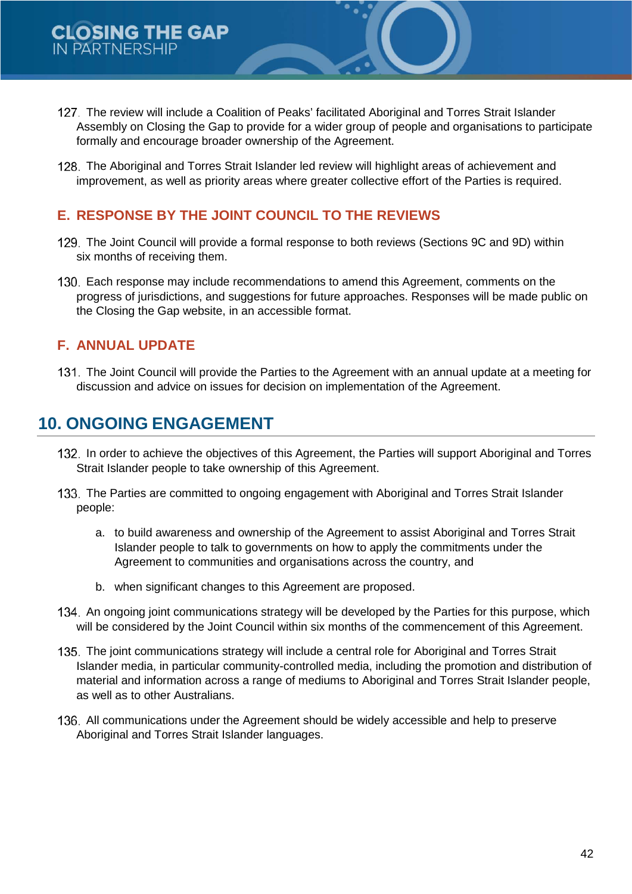127. The review will include a Coalition of Peaks' facilitated Aboriginal and Torres Strait Islander Assembly on Closing the Gap to provide for a wider group of people and organisations to participate formally and encourage broader ownership of the Agreement.

128. The Aboriginal and Torres Strait Islander led review will highlight areas of achievement and improvement, as well as priority areas where greater collective effort of the Parties is required.

### E. RESPONSE BY THE JOINT COUNCIL TO THE REVIEWS

129. The Joint Council will provide a formal response to both reviews (Sections 9C and 9D) within six months of receiving them.

130. Each response may include recommendations to amend this Agreement, comments on the progress of jurisdictions, and suggestions for future approaches. Responses will be made public on the Closing the Gap website, in an accessible format.

### F. ANNUAL UPDATE

131. The Joint Council will provide the Parties to the Agreement with an annual update at a meeting for discussion and advice on issues for decision on implementation of the Agreement.

## 10. ONGOING ENGAGEMENT

132. In order to achieve the objectives of this Agreement, the Parties will support Aboriginal and Torres Strait Islander people to take ownership of this Agreement.

133. The Parties are committed to ongoing engagement with Aboriginal and Torres Strait Islander people:

    a. to build awareness and ownership of the Agreement to assist Aboriginal and Torres Strait Islander people to talk to governments on how to apply the commitments under the Agreement to communities and organisations across the country, and

    b. when significant changes to this Agreement are proposed.

134. An ongoing joint communications strategy will be developed by the Parties for this purpose, which will be considered by the Joint Council within six months of the commencement of this Agreement.

135. The joint communications strategy will include a central role for Aboriginal and Torres Strait Islander media, in particular community-controlled media, including the promotion and distribution of material and information across a range of mediums to Aboriginal and Torres Strait Islander people, as well as to other Australians.

136. All communications under the Agreement should be widely accessible and help to preserve Aboriginal and Torres Strait Islander languages.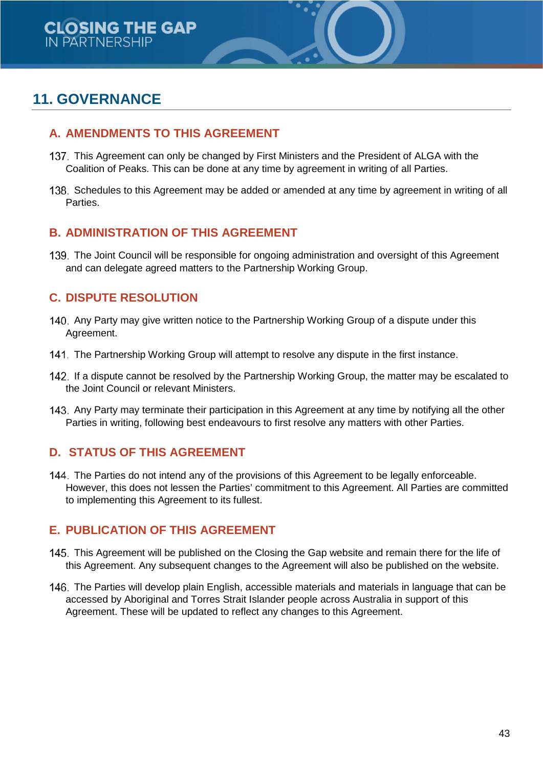## 11. GOVERNANCE

### A. AMENDMENTS TO THIS AGREEMENT

137. This Agreement can only be changed by First Ministers and the President of ALGA with the Coalition of Peaks. This can be done at any time by agreement in writing of all Parties.

138. Schedules to this Agreement may be added or amended at any time by agreement in writing of all Parties.

### B. ADMINISTRATION OF THIS AGREEMENT

139. The Joint Council will be responsible for ongoing administration and oversight of this Agreement and can delegate agreed matters to the Partnership Working Group.

### C. DISPUTE RESOLUTION

140. Any Party may give written notice to the Partnership Working Group of a dispute under this Agreement.

141. The Partnership Working Group will attempt to resolve any dispute in the first instance.

142. If a dispute cannot be resolved by the Partnership Working Group, the matter may be escalated to the Joint Council or relevant Ministers.

143. Any Party may terminate their participation in this Agreement at any time by notifying all the other Parties in writing, following best endeavours to first resolve any matters with other Parties.

### D. STATUS OF THIS AGREEMENT

144. The Parties do not intend any of the provisions of this Agreement to be legally enforceable. However, this does not lessen the Parties' commitment to this Agreement. All Parties are committed to implementing this Agreement to its fullest.

### E. PUBLICATION OF THIS AGREEMENT

145. This Agreement will be published on the Closing the Gap website and remain there for the life of this Agreement. Any subsequent changes to the Agreement will also be published on the website.

146. The Parties will develop plain English, accessible materials and materials in language that can be accessed by Aboriginal and Torres Strait Islander people across Australia in support of this Agreement. These will be updated to reflect any changes to this Agreement.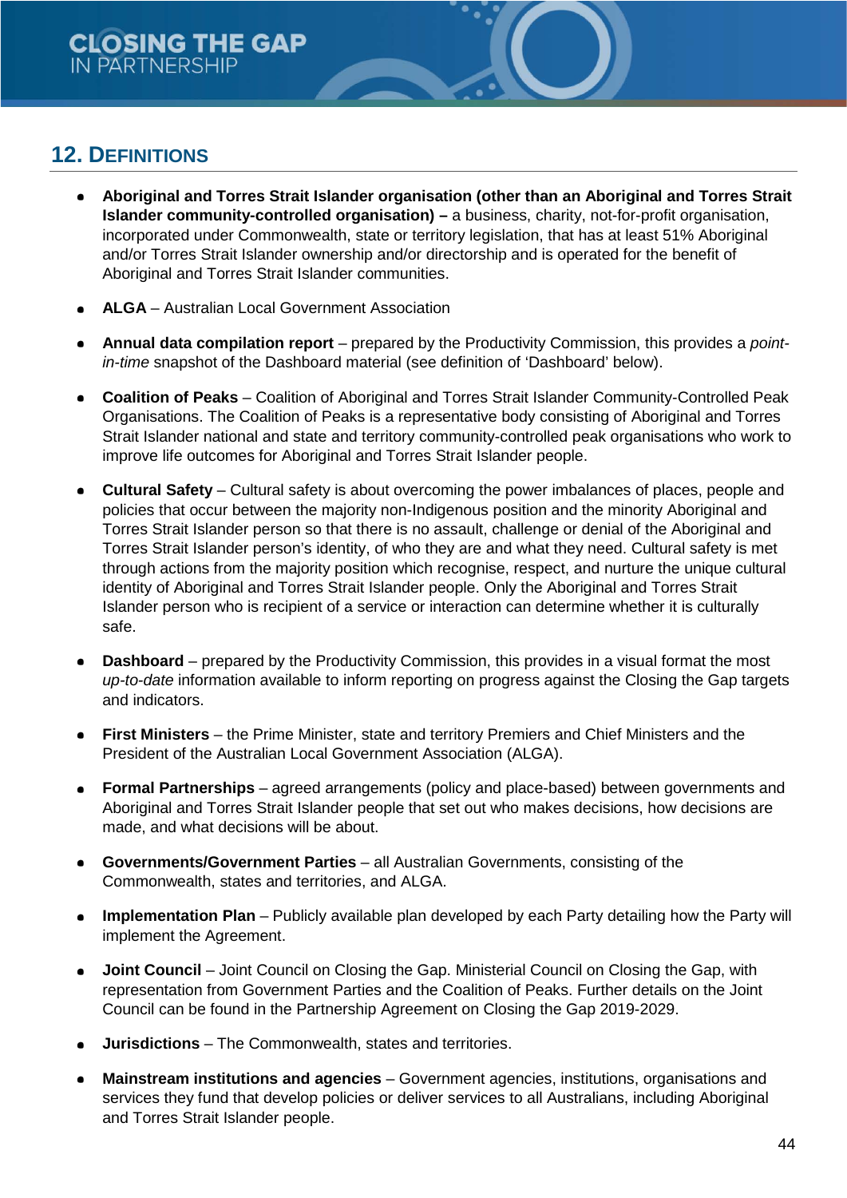## 12. Definitions

- **Aboriginal and Torres Strait Islander organisation (other than an Aboriginal and Torres Strait Islander community-controlled organisation) –** a business, charity, not-for-profit organisation, incorporated under Commonwealth, state or territory legislation, that has at least 51% Aboriginal and/or Torres Strait Islander ownership and/or directorship and is operated for the benefit of Aboriginal and Torres Strait Islander communities.

- **ALGA** – Australian Local Government Association

- **Annual data compilation report** – prepared by the Productivity Commission, this provides a *point-in-time* snapshot of the Dashboard material (see definition of 'Dashboard' below).

- **Coalition of Peaks** – Coalition of Aboriginal and Torres Strait Islander Community-Controlled Peak Organisations. The Coalition of Peaks is a representative body consisting of Aboriginal and Torres Strait Islander national and state and territory community-controlled peak organisations who work to improve life outcomes for Aboriginal and Torres Strait Islander people.

- **Cultural Safety** – Cultural safety is about overcoming the power imbalances of places, people and policies that occur between the majority non-Indigenous position and the minority Aboriginal and Torres Strait Islander person so that there is no assault, challenge or denial of the Aboriginal and Torres Strait Islander person's identity, of who they are and what they need. Cultural safety is met through actions from the majority position which recognise, respect, and nurture the unique cultural identity of Aboriginal and Torres Strait Islander people. Only the Aboriginal and Torres Strait Islander person who is recipient of a service or interaction can determine whether it is culturally safe.

- **Dashboard** – prepared by the Productivity Commission, this provides in a visual format the most *up-to-date* information available to inform reporting on progress against the Closing the Gap targets and indicators.

- **First Ministers** – the Prime Minister, state and territory Premiers and Chief Ministers and the President of the Australian Local Government Association (ALGA).

- **Formal Partnerships** – agreed arrangements (policy and place-based) between governments and Aboriginal and Torres Strait Islander people that set out who makes decisions, how decisions are made, and what decisions will be about.

- **Governments/Government Parties** – all Australian Governments, consisting of the Commonwealth, states and territories, and ALGA.

- **Implementation Plan** – Publicly available plan developed by each Party detailing how the Party will implement the Agreement.

- **Joint Council** – Joint Council on Closing the Gap. Ministerial Council on Closing the Gap, with representation from Government Parties and the Coalition of Peaks. Further details on the Joint Council can be found in the Partnership Agreement on Closing the Gap 2019-2029.

- **Jurisdictions** – The Commonwealth, states and territories.

- **Mainstream institutions and agencies** – Government agencies, institutions, organisations and services they fund that develop policies or deliver services to all Australians, including Aboriginal and Torres Strait Islander people.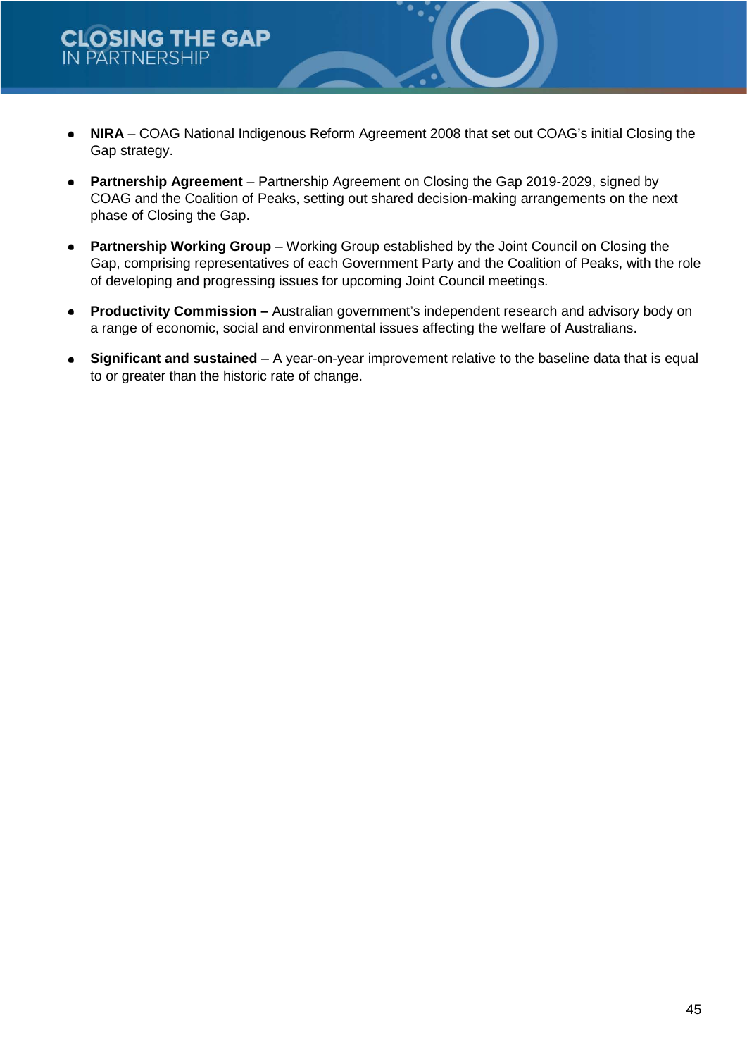- **NIRA** – COAG National Indigenous Reform Agreement 2008 that set out COAG's initial Closing the Gap strategy.
- **Partnership Agreement** – Partnership Agreement on Closing the Gap 2019-2029, signed by COAG and the Coalition of Peaks, setting out shared decision-making arrangements on the next phase of Closing the Gap.
- **Partnership Working Group** – Working Group established by the Joint Council on Closing the Gap, comprising representatives of each Government Party and the Coalition of Peaks, with the role of developing and progressing issues for upcoming Joint Council meetings.
- **Productivity Commission –** Australian government's independent research and advisory body on a range of economic, social and environmental issues affecting the welfare of Australians.
- **Significant and sustained** – A year-on-year improvement relative to the baseline data that is equal to or greater than the historic rate of change.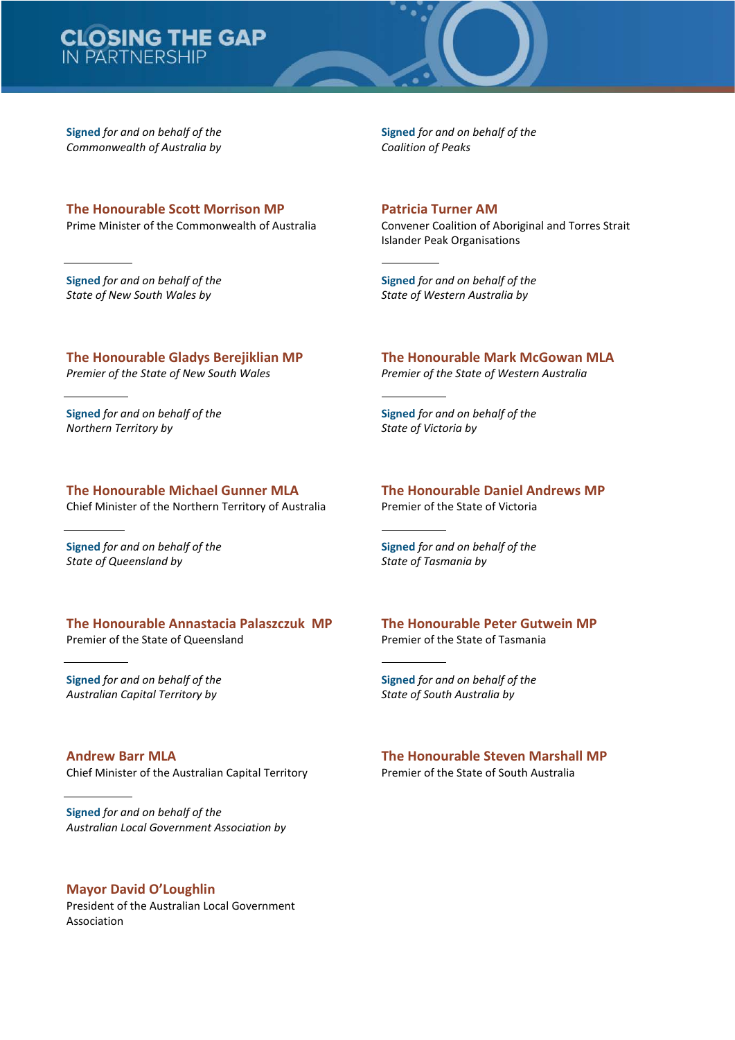**Signed** *for and on behalf of the Commonwealth of Australia by*

**The Honourable Scott Morrison MP**
Prime Minister of the Commonwealth of Australia

**Signed** *for and on behalf of the Coalition of Peaks*

**Patricia Turner AM**
Convener Coalition of Aboriginal and Torres Strait Islander Peak Organisations

**Signed** *for and on behalf of the State of New South Wales by*

**The Honourable Gladys Berejiklian MP**
*Premier of the State of New South Wales*

**Signed** *for and on behalf of the State of Western Australia by*

**The Honourable Mark McGowan MLA**
*Premier of the State of Western Australia*

**Signed** *for and on behalf of the Northern Territory by*

**The Honourable Michael Gunner MLA**
Chief Minister of the Northern Territory of Australia

**Signed** *for and on behalf of the State of Victoria by*

**The Honourable Daniel Andrews MP**
Premier of the State of Victoria

**Signed** *for and on behalf of the State of Queensland by*

**The Honourable Annastacia Palaszczuk MP**
Premier of the State of Queensland

**Signed** *for and on behalf of the State of Tasmania by*

**The Honourable Peter Gutwein MP**
Premier of the State of Tasmania

**Signed** *for and on behalf of the Australian Capital Territory by*

**Andrew Barr MLA**
Chief Minister of the Australian Capital Territory

**Signed** *for and on behalf of the State of South Australia by*

**The Honourable Steven Marshall MP**
Premier of the State of South Australia

**Signed** *for and on behalf of the Australian Local Government Association by*

**Mayor David O'Loughlin**
President of the Australian Local Government Association